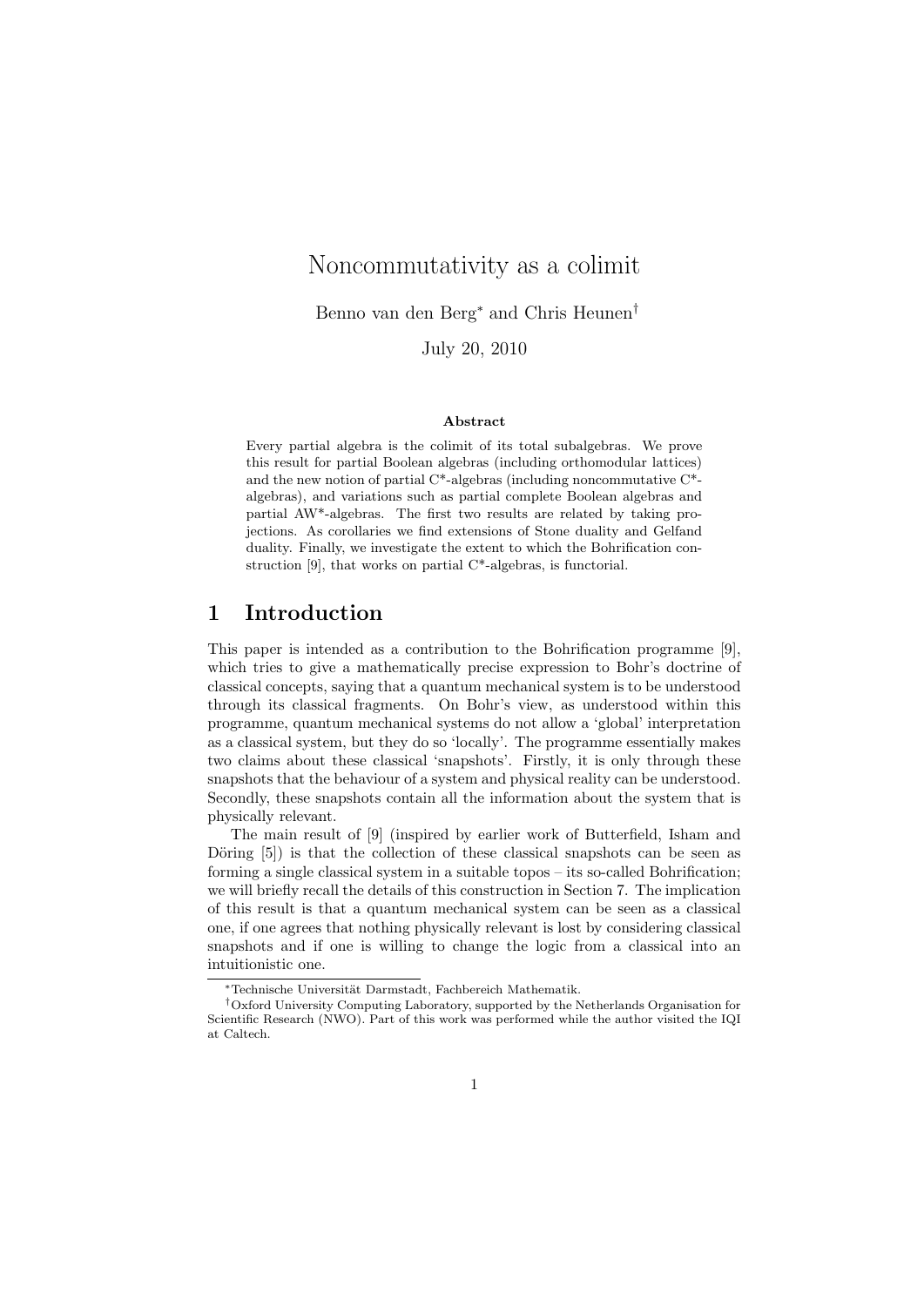# Noncommutativity as a colimit

Benno van den Berg* and Chris Heunen†

July 20, 2010

### Abstract

Every partial algebra is the colimit of its total subalgebras. We prove this result for partial Boolean algebras (including orthomodular lattices) and the new notion of partial C*-algebras (including noncommutative C*-algebras), and variations such as partial complete Boolean algebras and partial AW*-algebras. The first two results are related by taking projections. As corollaries we find extensions of Stone duality and Gelfand duality. Finally, we investigate the extent to which the Bohrification construction [9], that works on partial C*-algebras, is functorial.

## 1 Introduction

This paper is intended as a contribution to the Bohrification programme [9], which tries to give a mathematically precise expression to Bohr's doctrine of classical concepts, saying that a quantum mechanical system is to be understood through its classical fragments. On Bohr's view, as understood within this programme, quantum mechanical systems do not allow a 'global' interpretation as a classical system, but they do so 'locally'. The programme essentially makes two claims about these classical 'snapshots'. Firstly, it is only through these snapshots that the behaviour of a system and physical reality can be understood. Secondly, these snapshots contain all the information about the system that is physically relevant.

The main result of [9] (inspired by earlier work of Butterfield, Isham and Döring [5]) is that the collection of these classical snapshots can be seen as forming a single classical system in a suitable topos – its so-called Bohrification; we will briefly recall the details of this construction in Section 7. The implication of this result is that a quantum mechanical system can be seen as a classical one, if one agrees that nothing physically relevant is lost by considering classical snapshots and if one is willing to change the logic from a classical into an intuitionistic one.

*Technische Universität Darmstadt, Fachbereich Mathematik.

†Oxford University Computing Laboratory, supported by the Netherlands Organisation for Scientific Research (NWO). Part of this work was performed while the author visited the IQI at Caltech.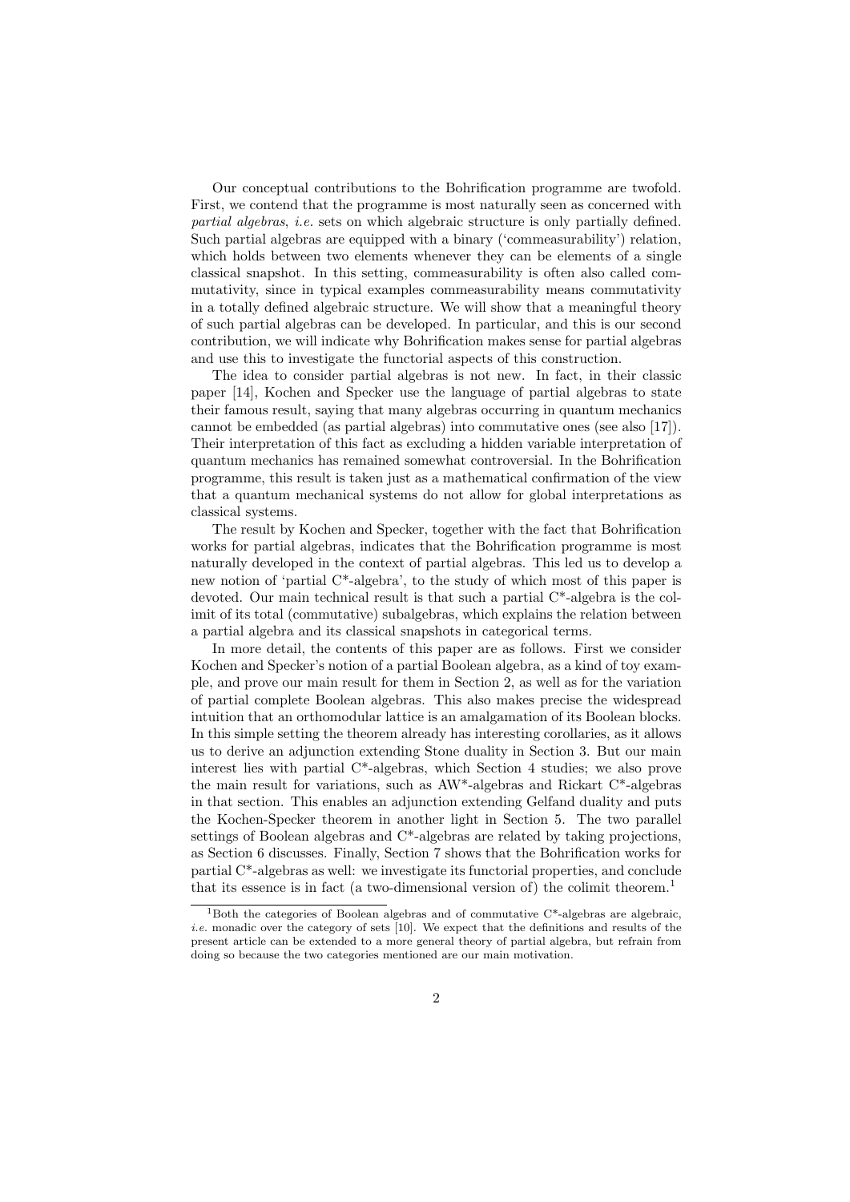Our conceptual contributions to the Bohrification programme are twofold. First, we contend that the programme is most naturally seen as concerned with *partial algebras*, *i.e.* sets on which algebraic structure is only partially defined. Such partial algebras are equipped with a binary ('commeasurability') relation, which holds between two elements whenever they can be elements of a single classical snapshot. In this setting, commeasurability is often also called commutativity, since in typical examples commeasurability means commutativity in a totally defined algebraic structure. We will show that a meaningful theory of such partial algebras can be developed. In particular, and this is our second contribution, we will indicate why Bohrification makes sense for partial algebras and use this to investigate the functorial aspects of this construction.

The idea to consider partial algebras is not new. In fact, in their classic paper [14], Kochen and Specker use the language of partial algebras to state their famous result, saying that many algebras occurring in quantum mechanics cannot be embedded (as partial algebras) into commutative ones (see also [17]). Their interpretation of this fact as excluding a hidden variable interpretation of quantum mechanics has remained somewhat controversial. In the Bohrification programme, this result is taken just as a mathematical confirmation of the view that a quantum mechanical systems do not allow for global interpretations as classical systems.

The result by Kochen and Specker, together with the fact that Bohrification works for partial algebras, indicates that the Bohrification programme is most naturally developed in the context of partial algebras. This led us to develop a new notion of 'partial C*-algebra', to the study of which most of this paper is devoted. Our main technical result is that such a partial C*-algebra is the colimit of its total (commutative) subalgebras, which explains the relation between a partial algebra and its classical snapshots in categorical terms.

In more detail, the contents of this paper are as follows. First we consider Kochen and Specker's notion of a partial Boolean algebra, as a kind of toy example, and prove our main result for them in Section 2, as well as for the variation of partial complete Boolean algebras. This also makes precise the widespread intuition that an orthomodular lattice is an amalgamation of its Boolean blocks. In this simple setting the theorem already has interesting corollaries, as it allows us to derive an adjunction extending Stone duality in Section 3. But our main interest lies with partial C*-algebras, which Section 4 studies; we also prove the main result for variations, such as AW*-algebras and Rickart C*-algebras in that section. This enables an adjunction extending Gelfand duality and puts the Kochen-Specker theorem in another light in Section 5. The two parallel settings of Boolean algebras and C*-algebras are related by taking projections, as Section 6 discusses. Finally, Section 7 shows that the Bohrification works for partial C*-algebras as well: we investigate its functorial properties, and conclude that its essence is in fact (a two-dimensional version of) the colimit theorem.[1]

[1] Both the categories of Boolean algebras and of commutative C*-algebras are algebraic, *i.e.* monadic over the category of sets [10]. We expect that the definitions and results of the present article can be extended to a more general theory of partial algebra, but refrain from doing so because the two categories mentioned are our main motivation.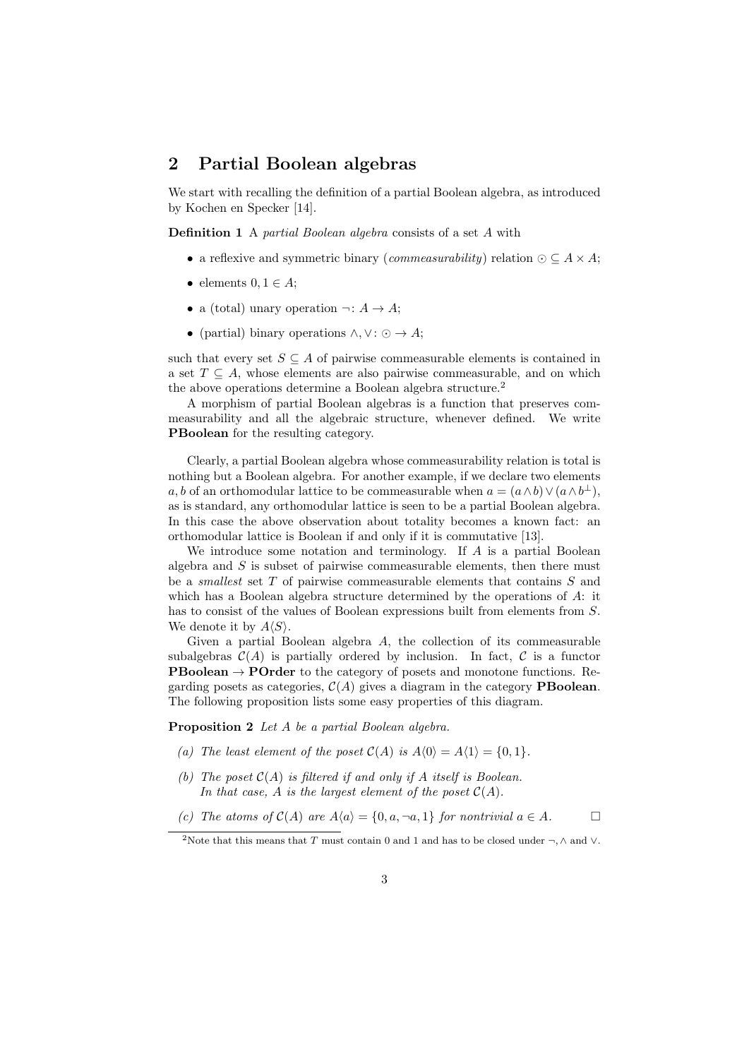## 2 Partial Boolean algebras

We start with recalling the definition of a partial Boolean algebra, as introduced by Kochen en Specker [14].

**Definition 1** A *partial Boolean algebra* consists of a set $A$ with

- a reflexive and symmetric binary (*commeasurability*) relation $\odot \subseteq A \times A$;
- elements $0, 1 \in A$;
- a (total) unary operation $\neg \colon A \to A$;
- (partial) binary operations $\wedge, \vee \colon \odot \to A$;

such that every set $S \subseteq A$ of pairwise commeasurable elements is contained in a set $T \subseteq A$, whose elements are also pairwise commeasurable, and on which the above operations determine a Boolean algebra structure.[2]

A morphism of partial Boolean algebras is a function that preserves commeasurability and all the algebraic structure, whenever defined. We write **PBoolean** for the resulting category.

Clearly, a partial Boolean algebra whose commeasurability relation is total is nothing but a Boolean algebra. For another example, if we declare two elements $a, b$ of an orthomodular lattice to be commeasurable when $a = (a \wedge b) \vee (a \wedge b^{\perp})$, as is standard, any orthomodular lattice is seen to be a partial Boolean algebra. In this case the above observation about totality becomes a known fact: an orthomodular lattice is Boolean if and only if it is commutative [13].

We introduce some notation and terminology. If $A$ is a partial Boolean algebra and $S$ is subset of pairwise commeasurable elements, then there must be a *smallest* set $T$ of pairwise commeasurable elements that contains $S$ and which has a Boolean algebra structure determined by the operations of $A$: it has to consist of the values of Boolean expressions built from elements from $S$. We denote it by $A\langle S \rangle$.

Given a partial Boolean algebra $A$, the collection of its commeasurable subalgebras $\mathcal{C}(A)$ is partially ordered by inclusion. In fact, $\mathcal{C}$ is a functor **PBoolean** $\to$ **POrder** to the category of posets and monotone functions. Regarding posets as categories, $\mathcal{C}(A)$ gives a diagram in the category **PBoolean**. The following proposition lists some easy properties of this diagram.

**Proposition 2** *Let $A$ be a partial Boolean algebra.*

*(a) The least element of the poset $\mathcal{C}(A)$ is $A\langle 0 \rangle = A\langle 1 \rangle = \{0, 1\}$.*

*(b) The poset $\mathcal{C}(A)$ is filtered if and only if $A$ itself is Boolean. In that case, $A$ is the largest element of the poset $\mathcal{C}(A)$.*

*(c) The atoms of $\mathcal{C}(A)$ are $A\langle a \rangle = \{0, a, \neg a, 1\}$ for nontrivial $a \in A$.* $\square$

[2] Note that this means that $T$ must contain 0 and 1 and has to be closed under $\neg, \wedge$ and $\vee$.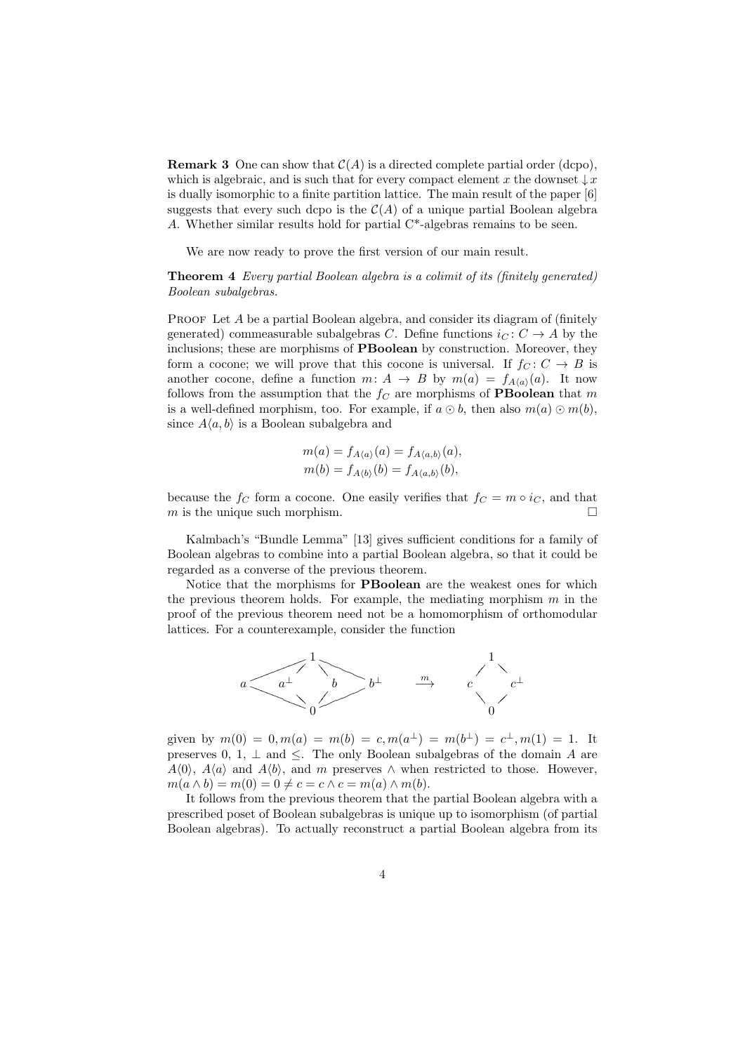**Remark 3** One can show that $\mathcal{C}(A)$ is a directed complete partial order (dcpo), which is algebraic, and is such that for every compact element $x$ the downset $\downarrow x$ is dually isomorphic to a finite partition lattice. The main result of the paper [6] suggests that every such dcpo is the $\mathcal{C}(A)$ of a unique partial Boolean algebra $A$. Whether similar results hold for partial C*-algebras remains to be seen.

We are now ready to prove the first version of our main result.

**Theorem 4** *Every partial Boolean algebra is a colimit of its (finitely generated) Boolean subalgebras.*

Proof Let $A$ be a partial Boolean algebra, and consider its diagram of (finitely generated) commeasurable subalgebras $C$. Define functions $i_C : C \to A$ by the inclusions; these are morphisms of **PBoolean** by construction. Moreover, they form a cocone; we will prove that this cocone is universal. If $f_C : C \to B$ is another cocone, define a function $m : A \to B$ by $m(a) = f_{A\langle a \rangle}(a)$. It now follows from the assumption that the $f_C$ are morphisms of **PBoolean** that $m$ is a well-defined morphism, too. For example, if $a \odot b$, then also $m(a) \odot m(b)$, since $A\langle a, b\rangle$ is a Boolean subalgebra and

$$m(a) = f_{A\langle a \rangle}(a) = f_{A\langle a,b \rangle}(a),$$
$$m(b) = f_{A\langle b \rangle}(b) = f_{A\langle a,b \rangle}(b),$$

because the $f_C$ form a cocone. One easily verifies that $f_C = m \circ i_C$, and that $m$ is the unique such morphism. $\square$

Kalmbach's "Bundle Lemma" [13] gives sufficient conditions for a family of Boolean algebras to combine into a partial Boolean algebra, so that it could be regarded as a converse of the previous theorem.

Notice that the morphisms for **PBoolean** are the weakest ones for which the previous theorem holds. For example, the mediating morphism $m$ in the proof of the previous theorem need not be a homomorphism of orthomodular lattices. For a counterexample, consider the function

$$\{0, a, a^\perp, b, b^\perp, 1\} \xrightarrow{m} \{0, c, c^\perp, 1\}$$

given by $m(0) = 0, m(a) = m(b) = c, m(a^\perp) = m(b^\perp) = c^\perp, m(1) = 1$. It preserves 0, 1, $\perp$ and $\leq$. The only Boolean subalgebras of the domain $A$ are $A\langle 0 \rangle$, $A\langle a \rangle$ and $A\langle b \rangle$, and $m$ preserves $\wedge$ when restricted to those. However, $m(a \wedge b) = m(0) = 0 \neq c = c \wedge c = m(a) \wedge m(b)$.

It follows from the previous theorem that the partial Boolean algebra with a prescribed poset of Boolean subalgebras is unique up to isomorphism (of partial Boolean algebras). To actually reconstruct a partial Boolean algebra from its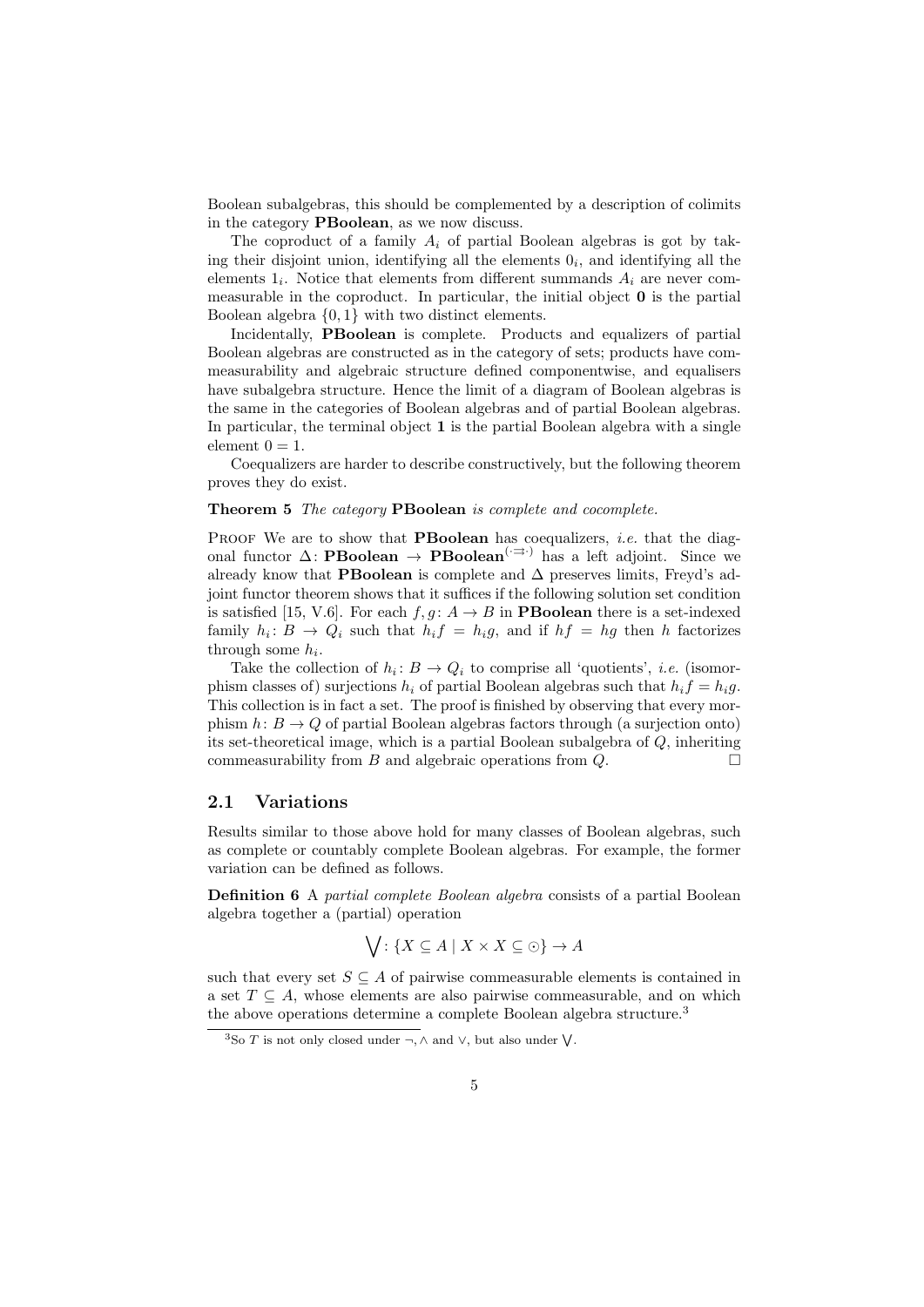Boolean subalgebras, this should be complemented by a description of colimits in the category **PBoolean**, as we now discuss.

The coproduct of a family $A_i$ of partial Boolean algebras is got by taking their disjoint union, identifying all the elements $0_i$, and identifying all the elements $1_i$. Notice that elements from different summands $A_i$ are never commeasurable in the coproduct. In particular, the initial object $\mathbf{0}$ is the partial Boolean algebra $\{0, 1\}$ with two distinct elements.

Incidentally, **PBoolean** is complete. Products and equalizers of partial Boolean algebras are constructed as in the category of sets; products have commeasurability and algebraic structure defined componentwise, and equalisers have subalgebra structure. Hence the limit of a diagram of Boolean algebras is the same in the categories of Boolean algebras and of partial Boolean algebras. In particular, the terminal object $\mathbf{1}$ is the partial Boolean algebra with a single element $0 = 1$.

Coequalizers are harder to describe constructively, but the following theorem proves they do exist.

**Theorem 5** *The category* **PBoolean** *is complete and cocomplete.*

Proof We are to show that **PBoolean** has coequalizers, *i.e.* that the diagonal functor $\Delta\colon \mathbf{PBoolean} \to \mathbf{PBoolean}^{(\cdot \rightrightarrows \cdot)}$ has a left adjoint. Since we already know that **PBoolean** is complete and $\Delta$ preserves limits, Freyd's adjoint functor theorem shows that it suffices if the following solution set condition is satisfied [15, V.6]. For each $f, g\colon A \to B$ in **PBoolean** there is a set-indexed family $h_i\colon B \to Q_i$ such that $h_i f = h_i g$, and if $hf = hg$ then $h$ factorizes through some $h_i$.

Take the collection of $h_i\colon B \to Q_i$ to comprise all 'quotients', *i.e.* (isomorphism classes of) surjections $h_i$ of partial Boolean algebras such that $h_i f = h_i g$. This collection is in fact a set. The proof is finished by observing that every morphism $h\colon B \to Q$ of partial Boolean algebras factors through (a surjection onto) its set-theoretical image, which is a partial Boolean subalgebra of $Q$, inheriting commeasurability from $B$ and algebraic operations from $Q$. □

## 2.1 Variations

Results similar to those above hold for many classes of Boolean algebras, such as complete or countably complete Boolean algebras. For example, the former variation can be defined as follows.

**Definition 6** A *partial complete Boolean algebra* consists of a partial Boolean algebra together a (partial) operation

$$\bigvee\colon \{X \subseteq A \mid X \times X \subseteq \odot\} \to A$$

such that every set $S \subseteq A$ of pairwise commeasurable elements is contained in a set $T \subseteq A$, whose elements are also pairwise commeasurable, and on which the above operations determine a complete Boolean algebra structure.[3]

[3] So $T$ is not only closed under $\neg, \wedge$ and $\vee$, but also under $\bigvee$.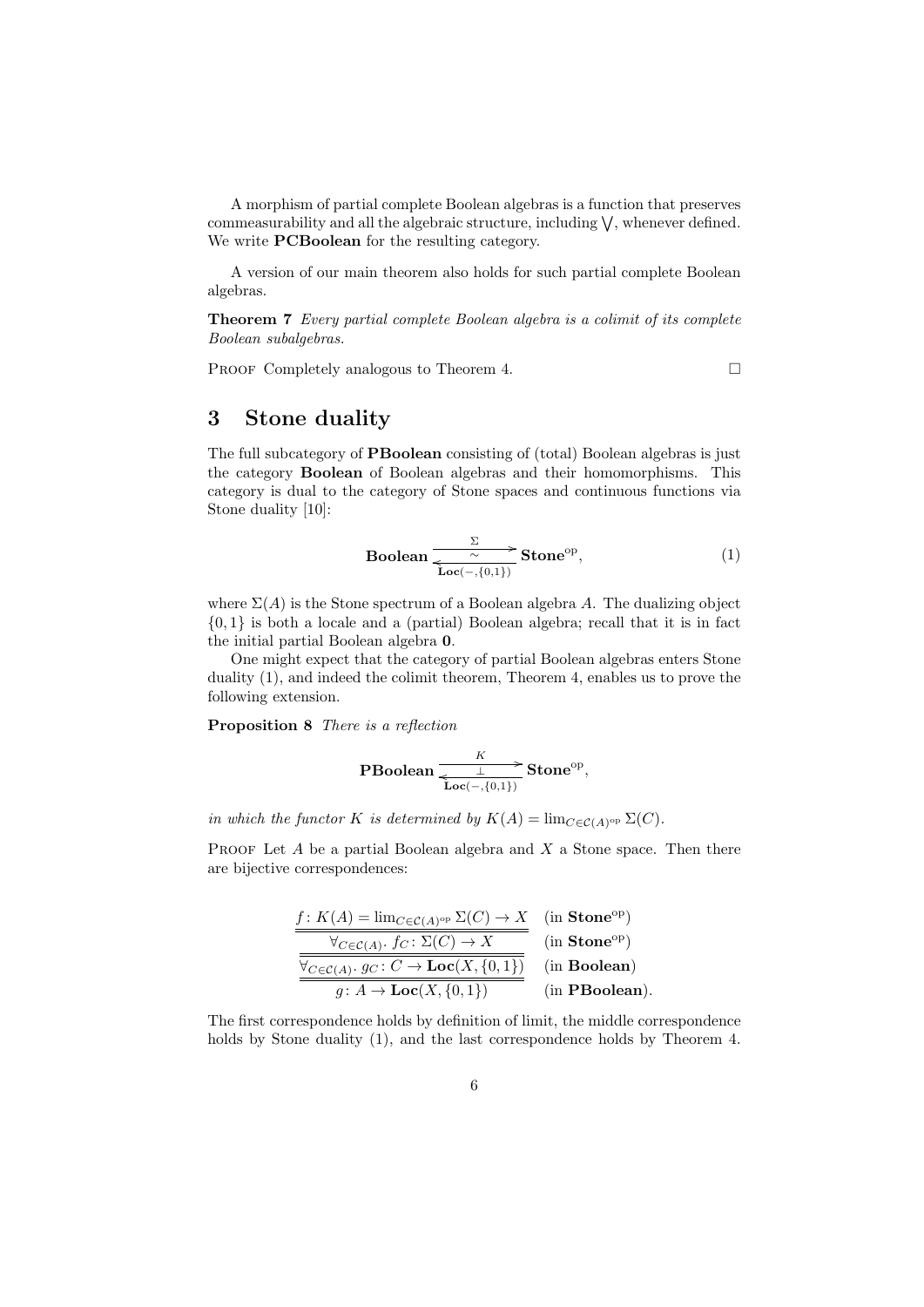A morphism of partial complete Boolean algebras is a function that preserves commeasurability and all the algebraic structure, including $\bigvee$, whenever defined. We write **PCBoolean** for the resulting category.

A version of our main theorem also holds for such partial complete Boolean algebras.

**Theorem 7** *Every partial complete Boolean algebra is a colimit of its complete Boolean subalgebras.*

Proof Completely analogous to Theorem 4. □

## 3 Stone duality

The full subcategory of **PBoolean** consisting of (total) Boolean algebras is just the category **Boolean** of Boolean algebras and their homomorphisms. This category is dual to the category of Stone spaces and continuous functions via Stone duality [10]:

$$\mathbf{Boolean} \underset{\mathbf{Loc}(-,\{0,1\})}{\overset{\Sigma}{\underset{\sim}{\rightleftarrows}}} \mathbf{Stone}^{\mathrm{op}}, \tag{1}$$

where $\Sigma(A)$ is the Stone spectrum of a Boolean algebra $A$. The dualizing object $\{0,1\}$ is both a locale and a (partial) Boolean algebra; recall that it is in fact the initial partial Boolean algebra $\mathbf{0}$.

One might expect that the category of partial Boolean algebras enters Stone duality (1), and indeed the colimit theorem, Theorem 4, enables us to prove the following extension.

**Proposition 8** *There is a reflection*

$$\mathbf{PBoolean} \underset{\mathbf{Loc}(-,\{0,1\})}{\overset{K}{\underset{\perp}{\rightleftarrows}}} \mathbf{Stone}^{\mathrm{op}},$$

*in which the functor $K$ is determined by $K(A) = \lim_{C \in \mathcal{C}(A)^{\mathrm{op}}} \Sigma(C)$.*

Proof Let $A$ be a partial Boolean algebra and $X$ a Stone space. Then there are bijective correspondences:

$$\begin{array}{ll}
f\colon K(A) = \lim_{C\in\mathcal{C}(A)^{\mathrm{op}}} \Sigma(C) \to X & (\text{in } \mathbf{Stone}^{\mathrm{op}}) \\
\hline\hline
\forall_{C\in\mathcal{C}(A)}.\ f_C\colon \Sigma(C) \to X & (\text{in } \mathbf{Stone}^{\mathrm{op}}) \\
\hline\hline
\forall_{C\in\mathcal{C}(A)}.\ g_C\colon C \to \mathbf{Loc}(X,\{0,1\}) & (\text{in } \mathbf{Boolean}) \\
\hline\hline
g\colon A \to \mathbf{Loc}(X,\{0,1\}) & (\text{in } \mathbf{PBoolean}).
\end{array}$$

The first correspondence holds by definition of limit, the middle correspondence holds by Stone duality (1), and the last correspondence holds by Theorem 4.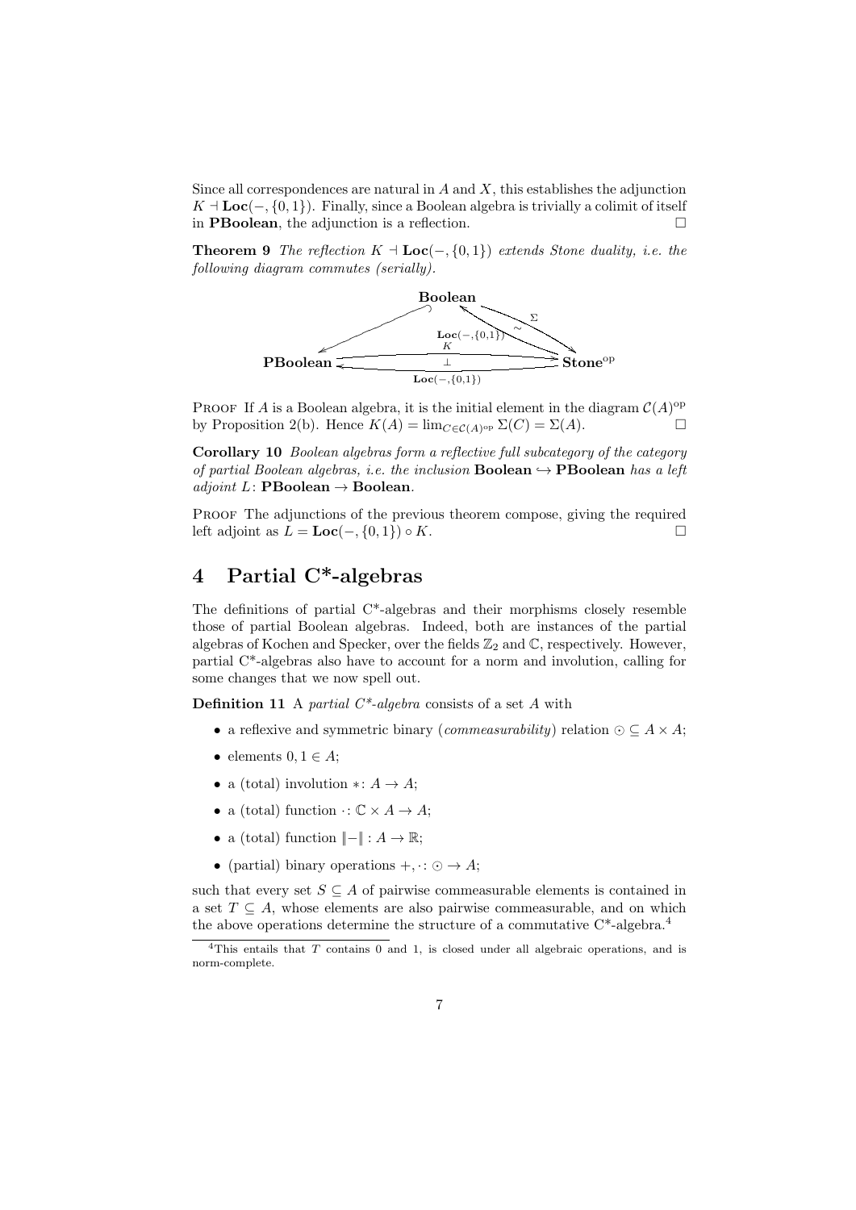Since all correspondences are natural in $A$ and $X$, this establishes the adjunction $K \dashv \mathbf{Loc}(-,\{0,1\})$. Finally, since a Boolean algebra is trivially a colimit of itself in **PBoolean**, the adjunction is a reflection. □

**Theorem 9** *The reflection $K \dashv \mathbf{Loc}(-,\{0,1\})$ extends Stone duality, i.e. the following diagram commutes (serially).*

$$
\begin{array}{ccc}
 & \mathbf{Boolean} & \\
\swarrow & & \underset{\sim}{\overset{\Sigma}{\rightleftarrows}}\ \mathbf{Loc}(-,\{0,1\}) \\
\mathbf{PBoolean} & \underset{\mathbf{Loc}(-,\{0,1\})}{\overset{K}{\underset{\perp}{\rightleftarrows}}} & \mathbf{Stone}^{\mathrm{op}}
\end{array}
$$

Proof If $A$ is a Boolean algebra, it is the initial element in the diagram $\mathcal{C}(A)^{\mathrm{op}}$ by Proposition 2(b). Hence $K(A) = \lim_{C \in \mathcal{C}(A)^{\mathrm{op}}} \Sigma(C) = \Sigma(A)$. □

**Corollary 10** *Boolean algebras form a reflective full subcategory of the category of partial Boolean algebras, i.e. the inclusion* **Boolean** $\hookrightarrow$ **PBoolean** *has a left adjoint* $L\colon$ **PBoolean** $\to$ **Boolean**.

Proof The adjunctions of the previous theorem compose, giving the required left adjoint as $L = \mathbf{Loc}(-,\{0,1\}) \circ K$. □

# 4 Partial C*-algebras

The definitions of partial C*-algebras and their morphisms closely resemble those of partial Boolean algebras. Indeed, both are instances of the partial algebras of Kochen and Specker, over the fields $\mathbb{Z}_2$ and $\mathbb{C}$, respectively. However, partial C*-algebras also have to account for a norm and involution, calling for some changes that we now spell out.

**Definition 11** A *partial C\*-algebra* consists of a set $A$ with

- a reflexive and symmetric binary (*commeasurability*) relation $\odot \subseteq A \times A$;
- elements $0, 1 \in A$;
- a (total) involution $*\colon A \to A$;
- a (total) function $\cdot\colon \mathbb{C} \times A \to A$;
- a (total) function $\|-\| : A \to \mathbb{R}$;
- (partial) binary operations $+, \cdot\colon \odot \to A$;

such that every set $S \subseteq A$ of pairwise commeasurable elements is contained in a set $T \subseteq A$, whose elements are also pairwise commeasurable, and on which the above operations determine the structure of a commutative C*-algebra.[4]

[4] This entails that $T$ contains 0 and 1, is closed under all algebraic operations, and is norm-complete.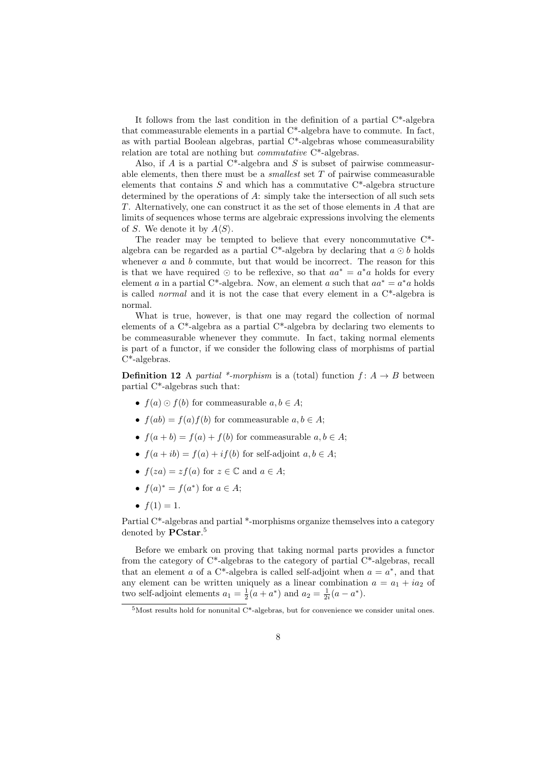It follows from the last condition in the definition of a partial C*-algebra that commeasurable elements in a partial C*-algebra have to commute. In fact, as with partial Boolean algebras, partial C*-algebras whose commeasurability relation are total are nothing but *commutative* C*-algebras.

Also, if $A$ is a partial C*-algebra and $S$ is subset of pairwise commeasurable elements, then there must be a *smallest* set $T$ of pairwise commeasurable elements that contains $S$ and which has a commutative C*-algebra structure determined by the operations of $A$: simply take the intersection of all such sets $T$. Alternatively, one can construct it as the set of those elements in $A$ that are limits of sequences whose terms are algebraic expressions involving the elements of $S$. We denote it by $A\langle S\rangle$.

The reader may be tempted to believe that every noncommutative C*-algebra can be regarded as a partial C*-algebra by declaring that $a \odot b$ holds whenever $a$ and $b$ commute, but that would be incorrect. The reason for this is that we have required $\odot$ to be reflexive, so that $aa^* = a^*a$ holds for every element $a$ in a partial C*-algebra. Now, an element $a$ such that $aa^* = a^*a$ holds is called *normal* and it is not the case that every element in a C*-algebra is normal.

What is true, however, is that one may regard the collection of normal elements of a C*-algebra as a partial C*-algebra by declaring two elements to be commeasurable whenever they commute. In fact, taking normal elements is part of a functor, if we consider the following class of morphisms of partial C*-algebras.

**Definition 12** A *partial \*-morphism* is a (total) function $f\colon A \to B$ between partial C*-algebras such that:

- $f(a) \odot f(b)$ for commeasurable $a, b \in A$;
- $f(ab) = f(a)f(b)$ for commeasurable $a, b \in A$;
- $f(a + b) = f(a) + f(b)$ for commeasurable $a, b \in A$;
- $f(a + ib) = f(a) + if(b)$ for self-adjoint $a, b \in A$;
- $f(za) = zf(a)$ for $z \in \mathbb{C}$ and $a \in A$;
- $f(a)^* = f(a^*)$ for $a \in A$;
- $f(1) = 1$.

Partial C*-algebras and partial *-morphisms organize themselves into a category denoted by **PCstar**.[5]

Before we embark on proving that taking normal parts provides a functor from the category of C*-algebras to the category of partial C*-algebras, recall that an element $a$ of a C*-algebra is called self-adjoint when $a = a^*$, and that any element can be written uniquely as a linear combination $a = a_1 + ia_2$ of two self-adjoint elements $a_1 = \frac{1}{2}(a + a^*)$ and $a_2 = \frac{1}{2i}(a - a^*)$.

[5] Most results hold for nonunital C*-algebras, but for convenience we consider unital ones.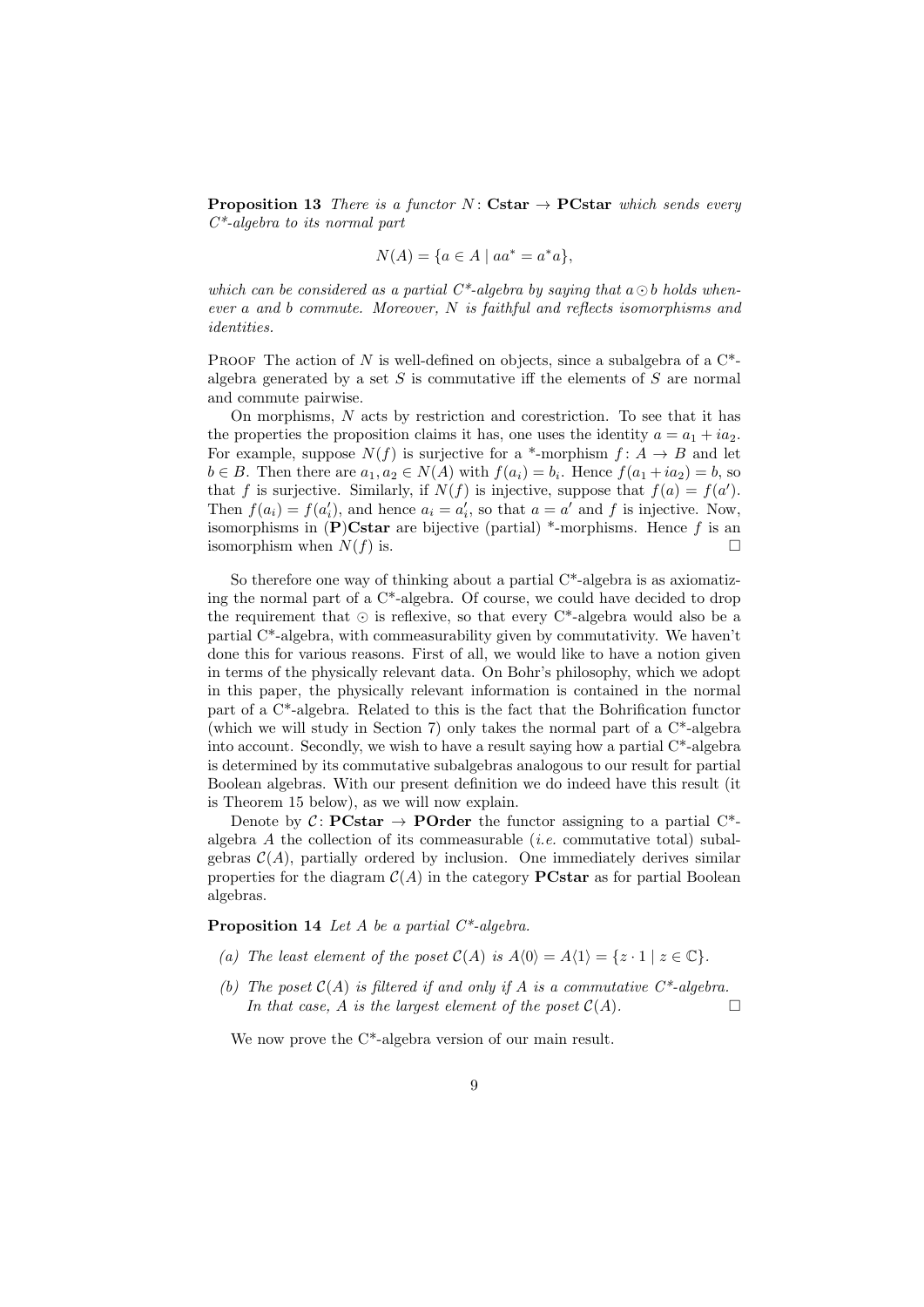**Proposition 13** *There is a functor* $N\colon \mathbf{Cstar} \to \mathbf{PCstar}$ *which sends every C\*-algebra to its normal part*

$$N(A) = \{a \in A \mid aa^* = a^*a\},$$

*which can be considered as a partial C\*-algebra by saying that* $a \odot b$ *holds whenever* $a$ *and* $b$ *commute. Moreover,* $N$ *is faithful and reflects isomorphisms and identities.*

Proof The action of $N$ is well-defined on objects, since a subalgebra of a C\*-algebra generated by a set $S$ is commutative iff the elements of $S$ are normal and commute pairwise.

On morphisms, $N$ acts by restriction and corestriction. To see that it has the properties the proposition claims it has, one uses the identity $a = a_1 + ia_2$. For example, suppose $N(f)$ is surjective for a \*-morphism $f\colon A \to B$ and let $b \in B$. Then there are $a_1, a_2 \in N(A)$ with $f(a_i) = b_i$. Hence $f(a_1 + ia_2) = b$, so that $f$ is surjective. Similarly, if $N(f)$ is injective, suppose that $f(a) = f(a')$. Then $f(a_i) = f(a'_i)$, and hence $a_i = a'_i$, so that $a = a'$ and $f$ is injective. Now, isomorphisms in $(\mathbf{P})\mathbf{Cstar}$ are bijective (partial) \*-morphisms. Hence $f$ is an isomorphism when $N(f)$ is. □

So therefore one way of thinking about a partial C\*-algebra is as axiomatizing the normal part of a C\*-algebra. Of course, we could have decided to drop the requirement that $\odot$ is reflexive, so that every C\*-algebra would also be a partial C\*-algebra, with commeasurability given by commutativity. We haven't done this for various reasons. First of all, we would like to have a notion given in terms of the physically relevant data. On Bohr's philosophy, which we adopt in this paper, the physically relevant information is contained in the normal part of a C\*-algebra. Related to this is the fact that the Bohrification functor (which we will study in Section 7) only takes the normal part of a C\*-algebra into account. Secondly, we wish to have a result saying how a partial C\*-algebra is determined by its commutative subalgebras analogous to our result for partial Boolean algebras. With our present definition we do indeed have this result (it is Theorem 15 below), as we will now explain.

Denote by $\mathcal{C}\colon \mathbf{PCstar} \to \mathbf{POrder}$ the functor assigning to a partial C\*-algebra $A$ the collection of its commeasurable (*i.e.* commutative total) subalgebras $\mathcal{C}(A)$, partially ordered by inclusion. One immediately derives similar properties for the diagram $\mathcal{C}(A)$ in the category $\mathbf{PCstar}$ as for partial Boolean algebras.

**Proposition 14** *Let* $A$ *be a partial C\*-algebra.*

*(a) The least element of the poset* $\mathcal{C}(A)$ *is* $A\langle 0\rangle = A\langle 1\rangle = \{z \cdot 1 \mid z \in \mathbb{C}\}$.

*(b) The poset* $\mathcal{C}(A)$ *is filtered if and only if* $A$ *is a commutative C\*-algebra. In that case,* $A$ *is the largest element of the poset* $\mathcal{C}(A)$. □

We now prove the C\*-algebra version of our main result.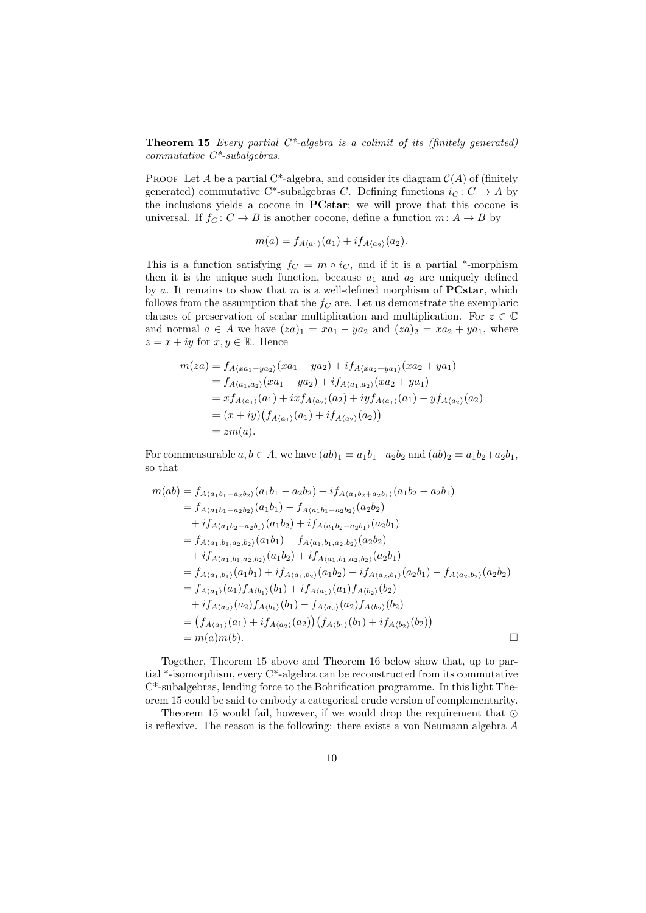**Theorem 15** *Every partial C\*-algebra is a colimit of its (finitely generated) commutative C\*-subalgebras.*

Proof Let $A$ be a partial C\*-algebra, and consider its diagram $\mathcal{C}(A)$ of (finitely generated) commutative C\*-subalgebras $C$. Defining functions $i_C : C \to A$ by the inclusions yields a cocone in **PCstar**; we will prove that this cocone is universal. If $f_C : C \to B$ is another cocone, define a function $m : A \to B$ by

$$m(a) = f_{A\langle a_1 \rangle}(a_1) + i f_{A\langle a_2 \rangle}(a_2).$$

This is a function satisfying $f_C = m \circ i_C$, and if it is a partial \*-morphism then it is the unique such function, because $a_1$ and $a_2$ are uniquely defined by $a$. It remains to show that $m$ is a well-defined morphism of **PCstar**, which follows from the assumption that the $f_C$ are. Let us demonstrate the exemplaric clauses of preservation of scalar multiplication and multiplication. For $z \in \mathbb{C}$ and normal $a \in A$ we have $(za)_1 = xa_1 - ya_2$ and $(za)_2 = xa_2 + ya_1$, where $z = x + iy$ for $x, y \in \mathbb{R}$. Hence

$$\begin{aligned}
m(za) &= f_{A\langle xa_1 - ya_2 \rangle}(xa_1 - ya_2) + i f_{A\langle xa_2 + ya_1 \rangle}(xa_2 + ya_1) \\
&= f_{A\langle a_1, a_2 \rangle}(xa_1 - ya_2) + i f_{A\langle a_1, a_2 \rangle}(xa_2 + ya_1) \\
&= x f_{A\langle a_1 \rangle}(a_1) + ix f_{A\langle a_2 \rangle}(a_2) + iy f_{A\langle a_1 \rangle}(a_1) - y f_{A\langle a_2 \rangle}(a_2) \\
&= (x + iy)\big(f_{A\langle a_1 \rangle}(a_1) + i f_{A\langle a_2 \rangle}(a_2)\big) \\
&= z m(a).
\end{aligned}$$

For commeasurable $a, b \in A$, we have $(ab)_1 = a_1 b_1 - a_2 b_2$ and $(ab)_2 = a_1 b_2 + a_2 b_1$, so that

$$\begin{aligned}
m(ab) &= f_{A\langle a_1 b_1 - a_2 b_2 \rangle}(a_1 b_1 - a_2 b_2) + i f_{A\langle a_1 b_2 + a_2 b_1 \rangle}(a_1 b_2 + a_2 b_1) \\
&= f_{A\langle a_1 b_1 - a_2 b_2 \rangle}(a_1 b_1) - f_{A\langle a_1 b_1 - a_2 b_2 \rangle}(a_2 b_2) \\
&\quad + i f_{A\langle a_1 b_2 - a_2 b_1 \rangle}(a_1 b_2) + i f_{A\langle a_1 b_2 - a_2 b_1 \rangle}(a_2 b_1) \\
&= f_{A\langle a_1, b_1, a_2, b_2 \rangle}(a_1 b_1) - f_{A\langle a_1, b_1, a_2, b_2 \rangle}(a_2 b_2) \\
&\quad + i f_{A\langle a_1, b_1, a_2, b_2 \rangle}(a_1 b_2) + i f_{A\langle a_1, b_1, a_2, b_2 \rangle}(a_2 b_1) \\
&= f_{A\langle a_1, b_1 \rangle}(a_1 b_1) + i f_{A\langle a_1, b_2 \rangle}(a_1 b_2) + i f_{A\langle a_2, b_1 \rangle}(a_2 b_1) - f_{A\langle a_2, b_2 \rangle}(a_2 b_2) \\
&= f_{A\langle a_1 \rangle}(a_1) f_{A\langle b_1 \rangle}(b_1) + i f_{A\langle a_1 \rangle}(a_1) f_{A\langle b_2 \rangle}(b_2) \\
&\quad + i f_{A\langle a_2 \rangle}(a_2) f_{A\langle b_1 \rangle}(b_1) - f_{A\langle a_2 \rangle}(a_2) f_{A\langle b_2 \rangle}(b_2) \\
&= \big(f_{A\langle a_1 \rangle}(a_1) + i f_{A\langle a_2 \rangle}(a_2)\big)\big(f_{A\langle b_1 \rangle}(b_1) + i f_{A\langle b_2 \rangle}(b_2)\big) \\
&= m(a) m(b).
\end{aligned}$$

□

Together, Theorem 15 above and Theorem 16 below show that, up to partial \*-isomorphism, every C\*-algebra can be reconstructed from its commutative C\*-subalgebras, lending force to the Bohrification programme. In this light Theorem 15 could be said to embody a categorical crude version of complementarity.

Theorem 15 would fail, however, if we would drop the requirement that $\odot$ is reflexive. The reason is the following: there exists a von Neumann algebra $A$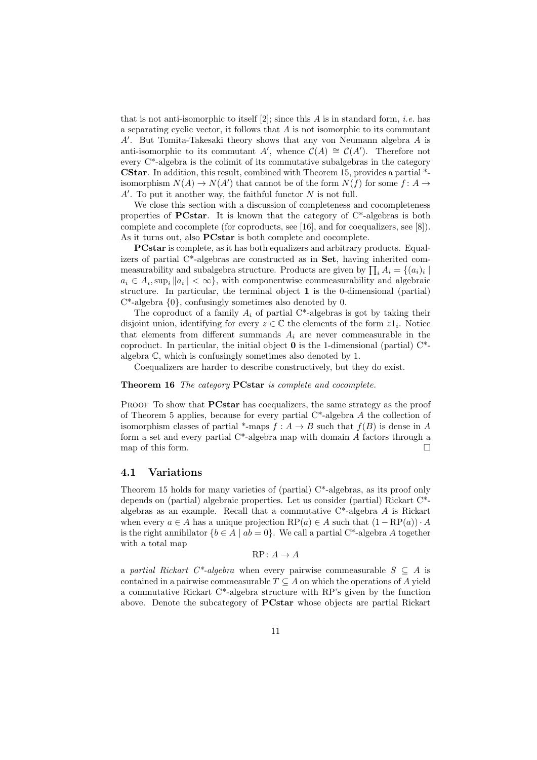that is not anti-isomorphic to itself [2]; since this $A$ is in standard form, *i.e.* has a separating cyclic vector, it follows that $A$ is not isomorphic to its commutant $A'$. But Tomita-Takesaki theory shows that any von Neumann algebra $A$ is anti-isomorphic to its commutant $A'$, whence $\mathcal{C}(A) \cong \mathcal{C}(A')$. Therefore not every C*-algebra is the colimit of its commutative subalgebras in the category **CStar**. In addition, this result, combined with Theorem 15, provides a partial *-isomorphism $N(A) \to N(A')$ that cannot be of the form $N(f)$ for some $f\colon A \to A'$. To put it another way, the faithful functor $N$ is not full.

We close this section with a discussion of completeness and cocompleteness properties of **PCstar**. It is known that the category of C*-algebras is both complete and cocomplete (for coproducts, see [16], and for coequalizers, see [8]). As it turns out, also **PCstar** is both complete and cocomplete.

**PCstar** is complete, as it has both equalizers and arbitrary products. Equalizers of partial C*-algebras are constructed as in **Set**, having inherited commeasurability and subalgebra structure. Products are given by $\prod_i A_i = \{(a_i)_i \mid a_i \in A_i, \sup_i \|a_i\| < \infty\}$, with componentwise commeasurability and algebraic structure. In particular, the terminal object $\mathbf{1}$ is the 0-dimensional (partial) C*-algebra $\{0\}$, confusingly sometimes also denoted by 0.

The coproduct of a family $A_i$ of partial C*-algebras is got by taking their disjoint union, identifying for every $z \in \mathbb{C}$ the elements of the form $z1_i$. Notice that elements from different summands $A_i$ are never commeasurable in the coproduct. In particular, the initial object $\mathbf{0}$ is the 1-dimensional (partial) C*-algebra $\mathbb{C}$, which is confusingly sometimes also denoted by 1.

Coequalizers are harder to describe constructively, but they do exist.

**Theorem 16** *The category* **PCstar** *is complete and cocomplete.*

Proof To show that **PCstar** has coequalizers, the same strategy as the proof of Theorem 5 applies, because for every partial C*-algebra $A$ the collection of isomorphism classes of partial *-maps $f : A \to B$ such that $f(B)$ is dense in $A$ form a set and every partial C*-algebra map with domain $A$ factors through a map of this form. □

## 4.1 Variations

Theorem 15 holds for many varieties of (partial) C*-algebras, as its proof only depends on (partial) algebraic properties. Let us consider (partial) Rickart C*-algebras as an example. Recall that a commutative C*-algebra $A$ is Rickart when every $a \in A$ has a unique projection $\mathrm{RP}(a) \in A$ such that $(1 - \mathrm{RP}(a)) \cdot A$ is the right annihilator $\{b \in A \mid ab = 0\}$. We call a partial C*-algebra $A$ together with a total map

$$\mathrm{RP}\colon A \to A$$

a *partial Rickart C*-algebra* when every pairwise commeasurable $S \subseteq A$ is contained in a pairwise commeasurable $T \subseteq A$ on which the operations of $A$ yield a commutative Rickart C*-algebra structure with RP's given by the function above. Denote the subcategory of **PCstar** whose objects are partial Rickart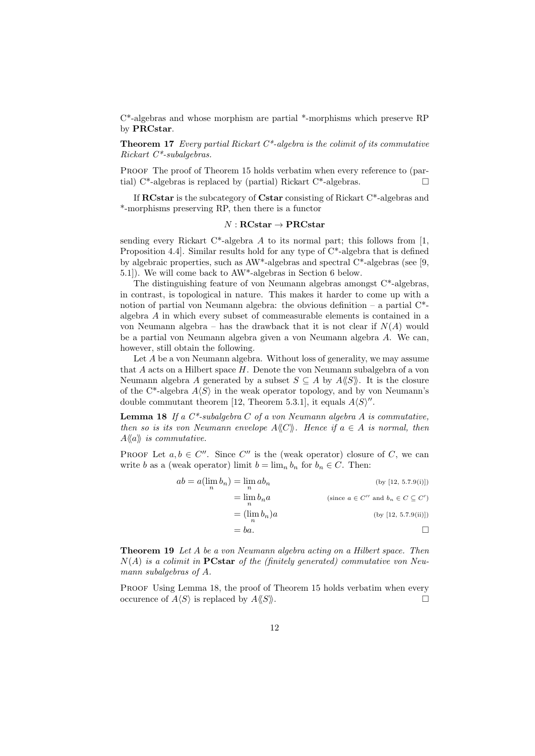C*-algebras and whose morphism are partial *-morphisms which preserve RP by **PRCstar**.

**Theorem 17** *Every partial Rickart C*-algebra is the colimit of its commutative Rickart C*-subalgebras.*

Proof The proof of Theorem 15 holds verbatim when every reference to (partial) C*-algebras is replaced by (partial) Rickart C*-algebras. □

If **RCstar** is the subcategory of **Cstar** consisting of Rickart C*-algebras and *-morphisms preserving RP, then there is a functor

$$N : \mathbf{RCstar} \to \mathbf{PRCstar}$$

sending every Rickart C*-algebra $A$ to its normal part; this follows from [1, Proposition 4.4]. Similar results hold for any type of C*-algebra that is defined by algebraic properties, such as AW*-algebras and spectral C*-algebras (see [9, 5.1]). We will come back to AW*-algebras in Section 6 below.

The distinguishing feature of von Neumann algebras amongst C*-algebras, in contrast, is topological in nature. This makes it harder to come up with a notion of partial von Neumann algebra: the obvious definition – a partial C*-algebra $A$ in which every subset of commeasurable elements is contained in a von Neumann algebra – has the drawback that it is not clear if $N(A)$ would be a partial von Neumann algebra given a von Neumann algebra $A$. We can, however, still obtain the following.

Let $A$ be a von Neumann algebra. Without loss of generality, we may assume that $A$ acts on a Hilbert space $H$. Denote the von Neumann subalgebra of a von Neumann algebra $A$ generated by a subset $S \subseteq A$ by $A\langle\!\langle S \rangle\!\rangle$. It is the closure of the C*-algebra $A\langle S \rangle$ in the weak operator topology, and by von Neumann's double commutant theorem [12, Theorem 5.3.1], it equals $A\langle S \rangle''$.

**Lemma 18** *If a C*-subalgebra $C$ of a von Neumann algebra $A$ is commutative, then so is its von Neumann envelope $A\langle\!\langle C \rangle\!\rangle$. Hence if $a \in A$ is normal, then $A\langle\!\langle a \rangle\!\rangle$ is commutative.*

Proof Let $a, b \in C''$. Since $C''$ is the (weak operator) closure of $C$, we can write $b$ as a (weak operator) limit $b = \lim_n b_n$ for $b_n \in C$. Then:

$$\begin{aligned}
ab = a(\lim_n b_n) &= \lim_n ab_n && \text{(by [12, 5.7.9(i)])} \\
&= \lim_n b_n a && \text{(since } a \in C'' \text{ and } b_n \in C \subseteq C'\text{)} \\
&= (\lim_n b_n)a && \text{(by [12, 5.7.9(ii)])} \\
&= ba.
\end{aligned}$$

□

**Theorem 19** *Let $A$ be a von Neumann algebra acting on a Hilbert space. Then $N(A)$ is a colimit in* **PCstar** *of the (finitely generated) commutative von Neumann subalgebras of $A$.*

Proof Using Lemma 18, the proof of Theorem 15 holds verbatim when every occurence of $A\langle S \rangle$ is replaced by $A\langle\!\langle S \rangle\!\rangle$. □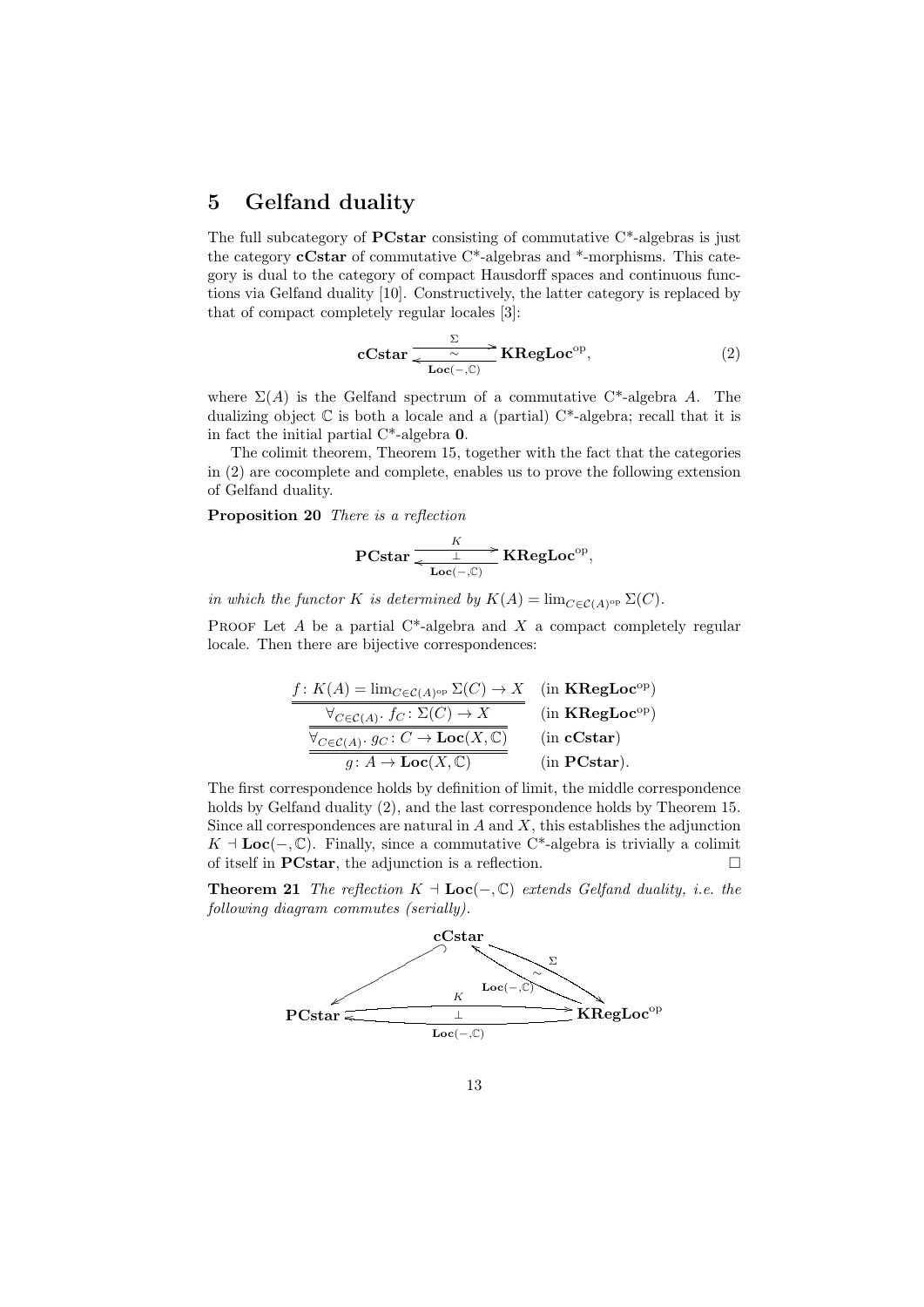## 5 Gelfand duality

The full subcategory of **PCstar** consisting of commutative C*-algebras is just the category **cCstar** of commutative C*-algebras and *-morphisms. This category is dual to the category of compact Hausdorff spaces and continuous functions via Gelfand duality [10]. Constructively, the latter category is replaced by that of compact completely regular locales [3]:

$$\mathbf{cCstar} \underset{\mathbf{Loc}(-,\mathbb{C})}{\overset{\Sigma}{\underset{\sim}{\rightleftarrows}}} \mathbf{KRegLoc}^{\mathrm{op}}, \tag{2}$$

where $\Sigma(A)$ is the Gelfand spectrum of a commutative C*-algebra $A$. The dualizing object $\mathbb{C}$ is both a locale and a (partial) C*-algebra; recall that it is in fact the initial partial C*-algebra $\mathbf{0}$.

The colimit theorem, Theorem 15, together with the fact that the categories in (2) are cocomplete and complete, enables us to prove the following extension of Gelfand duality.

**Proposition 20** *There is a reflection*

$$\mathbf{PCstar} \underset{\mathbf{Loc}(-,\mathbb{C})}{\overset{K}{\underset{\perp}{\rightleftarrows}}} \mathbf{KRegLoc}^{\mathrm{op}},$$

*in which the functor $K$ is determined by $K(A) = \lim_{C \in \mathcal{C}(A)^{\mathrm{op}}} \Sigma(C)$.*

Proof Let $A$ be a partial C*-algebra and $X$ a compact completely regular locale. Then there are bijective correspondences:

$$\begin{array}{ll}
f\colon K(A) = \lim_{C \in \mathcal{C}(A)^{\mathrm{op}}} \Sigma(C) \to X & (\text{in } \mathbf{KRegLoc}^{\mathrm{op}}) \\
\hline\hline
\forall_{C \in \mathcal{C}(A)} .\ f_C \colon \Sigma(C) \to X & (\text{in } \mathbf{KRegLoc}^{\mathrm{op}}) \\
\hline\hline
\forall_{C \in \mathcal{C}(A)} .\ g_C \colon C \to \mathbf{Loc}(X, \mathbb{C}) & (\text{in } \mathbf{cCstar}) \\
\hline\hline
g\colon A \to \mathbf{Loc}(X, \mathbb{C}) & (\text{in } \mathbf{PCstar}).
\end{array}$$

The first correspondence holds by definition of limit, the middle correspondence holds by Gelfand duality (2), and the last correspondence holds by Theorem 15. Since all correspondences are natural in $A$ and $X$, this establishes the adjunction $K \dashv \mathbf{Loc}(-, \mathbb{C})$. Finally, since a commutative C*-algebra is trivially a colimit of itself in **PCstar**, the adjunction is a reflection. $\square$

**Theorem 21** *The reflection $K \dashv \mathbf{Loc}(-, \mathbb{C})$ extends Gelfand duality, i.e. the following diagram commutes (serially).*

$$\begin{array}{ccc}
 & \mathbf{cCstar} & \\
\swarrow & & \overset{\Sigma}{\underset{\mathbf{Loc}(-,\mathbb{C})}{\underset{\sim}{\rightleftarrows}}} \\
\mathbf{PCstar} & \underset{\mathbf{Loc}(-,\mathbb{C})}{\overset{K}{\underset{\perp}{\rightleftarrows}}} & \mathbf{KRegLoc}^{\mathrm{op}}
\end{array}$$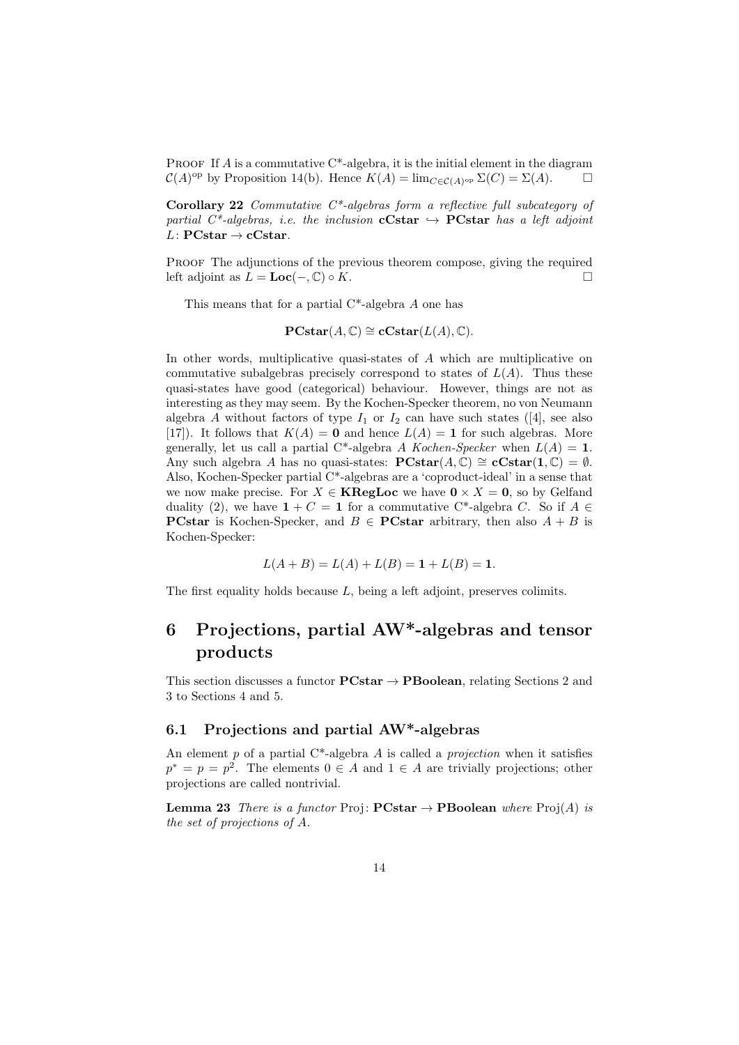Proof If $A$ is a commutative C*-algebra, it is the initial element in the diagram $\mathcal{C}(A)^{\text{op}}$ by Proposition 14(b). Hence $K(A) = \lim_{C \in \mathcal{C}(A)^{\text{op}}} \Sigma(C) = \Sigma(A)$. □

**Corollary 22** *Commutative C*-algebras form a reflective full subcategory of partial C*-algebras, i.e. the inclusion* $\mathbf{cCstar} \hookrightarrow \mathbf{PCstar}$ *has a left adjoint* $L \colon \mathbf{PCstar} \to \mathbf{cCstar}$.

Proof The adjunctions of the previous theorem compose, giving the required left adjoint as $L = \mathbf{Loc}(-, \mathbb{C}) \circ K$. □

This means that for a partial C*-algebra $A$ one has

$$\mathbf{PCstar}(A, \mathbb{C}) \cong \mathbf{cCstar}(L(A), \mathbb{C}).$$

In other words, multiplicative quasi-states of $A$ which are multiplicative on commutative subalgebras precisely correspond to states of $L(A)$. Thus these quasi-states have good (categorical) behaviour. However, things are not as interesting as they may seem. By the Kochen-Specker theorem, no von Neumann algebra $A$ without factors of type $I_1$ or $I_2$ can have such states ([4], see also [17]). It follows that $K(A) = \mathbf{0}$ and hence $L(A) = \mathbf{1}$ for such algebras. More generally, let us call a partial C*-algebra $A$ *Kochen-Specker* when $L(A) = \mathbf{1}$. Any such algebra $A$ has no quasi-states: $\mathbf{PCstar}(A, \mathbb{C}) \cong \mathbf{cCstar}(\mathbf{1}, \mathbb{C}) = \emptyset$. Also, Kochen-Specker partial C*-algebras are a 'coproduct-ideal' in a sense that we now make precise. For $X \in \mathbf{KRegLoc}$ we have $\mathbf{0} \times X = \mathbf{0}$, so by Gelfand duality (2), we have $\mathbf{1} + C = \mathbf{1}$ for a commutative C*-algebra $C$. So if $A \in \mathbf{PCstar}$ is Kochen-Specker, and $B \in \mathbf{PCstar}$ arbitrary, then also $A + B$ is Kochen-Specker:

$$L(A + B) = L(A) + L(B) = \mathbf{1} + L(B) = \mathbf{1}.$$

The first equality holds because $L$, being a left adjoint, preserves colimits.

# 6 Projections, partial AW*-algebras and tensor products

This section discusses a functor $\mathbf{PCstar} \to \mathbf{PBoolean}$, relating Sections 2 and 3 to Sections 4 and 5.

## 6.1 Projections and partial AW*-algebras

An element $p$ of a partial C*-algebra $A$ is called a *projection* when it satisfies $p^* = p = p^2$. The elements $0 \in A$ and $1 \in A$ are trivially projections; other projections are called nontrivial.

**Lemma 23** *There is a functor* $\text{Proj} \colon \mathbf{PCstar} \to \mathbf{PBoolean}$ *where* $\text{Proj}(A)$ *is the set of projections of* $A$.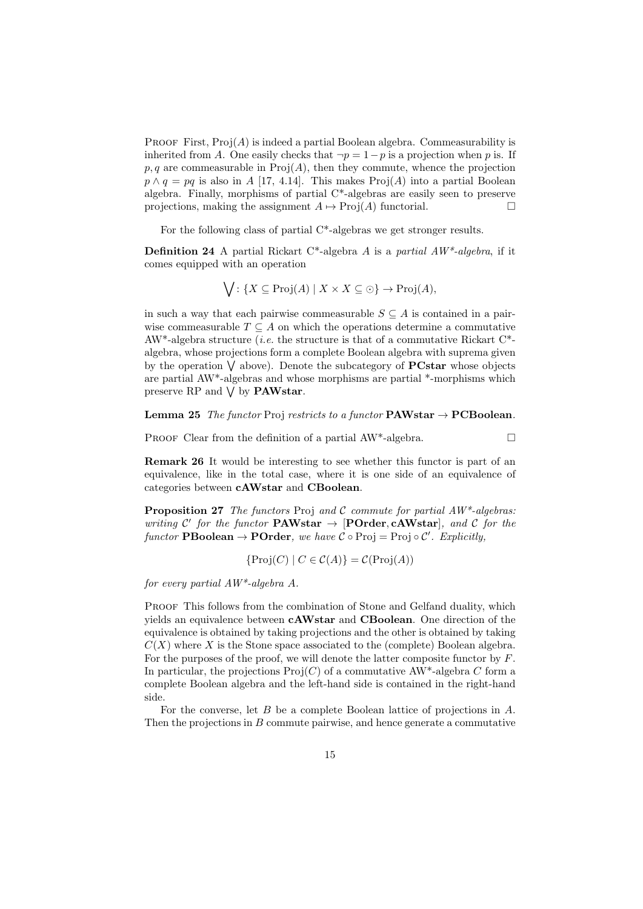Proof First, $\mathrm{Proj}(A)$ is indeed a partial Boolean algebra. Commeasurability is inherited from $A$. One easily checks that $\neg p = 1 - p$ is a projection when $p$ is. If $p, q$ are commeasurable in $\mathrm{Proj}(A)$, then they commute, whence the projection $p \wedge q = pq$ is also in $A$ [17, 4.14]. This makes $\mathrm{Proj}(A)$ into a partial Boolean algebra. Finally, morphisms of partial C*-algebras are easily seen to preserve projections, making the assignment $A \mapsto \mathrm{Proj}(A)$ functorial. □

For the following class of partial C*-algebras we get stronger results.

**Definition 24** A partial Rickart C*-algebra $A$ is a *partial AW\*-algebra*, if it comes equipped with an operation

$$\bigvee : \{X \subseteq \mathrm{Proj}(A) \mid X \times X \subseteq \odot\} \to \mathrm{Proj}(A),$$

in such a way that each pairwise commeasurable $S \subseteq A$ is contained in a pairwise commeasurable $T \subseteq A$ on which the operations determine a commutative AW*-algebra structure (*i.e.* the structure is that of a commutative Rickart C*-algebra, whose projections form a complete Boolean algebra with suprema given by the operation $\bigvee$ above). Denote the subcategory of **PCstar** whose objects are partial AW*-algebras and whose morphisms are partial *-morphisms which preserve RP and $\bigvee$ by **PAWstar**.

**Lemma 25** *The functor* Proj *restricts to a functor* **PAWstar** $\to$ **PCBoolean**.

Proof Clear from the definition of a partial AW*-algebra. □

**Remark 26** It would be interesting to see whether this functor is part of an equivalence, like in the total case, where it is one side of an equivalence of categories between **cAWstar** and **CBoolean**.

**Proposition 27** *The functors* Proj *and* $\mathcal{C}$ *commute for partial AW\*-algebras: writing* $\mathcal{C}'$ *for the functor* **PAWstar** $\to$ [**POrder**, **cAWstar**], *and* $\mathcal{C}$ *for the functor* **PBoolean** $\to$ **POrder**, *we have* $\mathcal{C} \circ \mathrm{Proj} = \mathrm{Proj} \circ \mathcal{C}'$. *Explicitly,*

$$\{\mathrm{Proj}(C) \mid C \in \mathcal{C}(A)\} = \mathcal{C}(\mathrm{Proj}(A))$$

*for every partial AW\*-algebra* $A$.

Proof This follows from the combination of Stone and Gelfand duality, which yields an equivalence between **cAWstar** and **CBoolean**. One direction of the equivalence is obtained by taking projections and the other is obtained by taking $C(X)$ where $X$ is the Stone space associated to the (complete) Boolean algebra. For the purposes of the proof, we will denote the latter composite functor by $F$. In particular, the projections $\mathrm{Proj}(C)$ of a commutative AW*-algebra $C$ form a complete Boolean algebra and the left-hand side is contained in the right-hand side.

For the converse, let $B$ be a complete Boolean lattice of projections in $A$. Then the projections in $B$ commute pairwise, and hence generate a commutative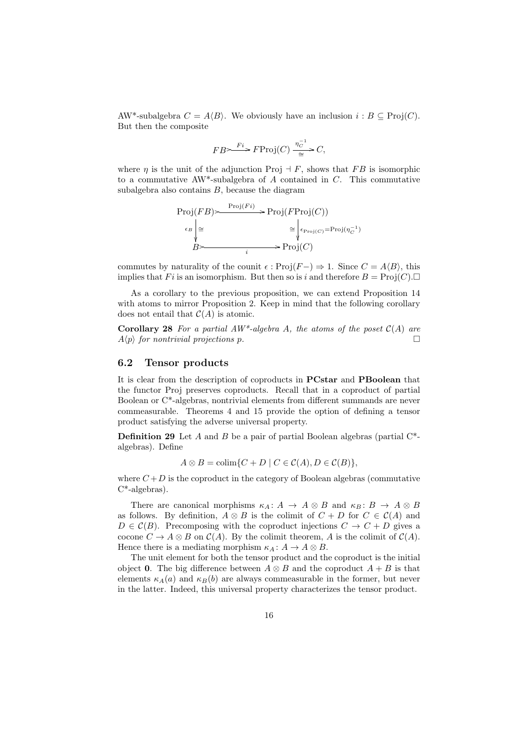AW*-subalgebra $C = A\langle B\rangle$. We obviously have an inclusion $i : B \subseteq \mathrm{Proj}(C)$. But then the composite

$$FB \rightarrowtail^{Fi} F\mathrm{Proj}(C) \xrightarrow[\cong]{\eta_C^{-1}} C,$$

where $\eta$ is the unit of the adjunction $\mathrm{Proj} \dashv F$, shows that $FB$ is isomorphic to a commutative AW*-subalgebra of $A$ contained in $C$. This commutative subalgebra also contains $B$, because the diagram

$$\begin{array}{ccc} \mathrm{Proj}(FB) & \xrightarrow{\mathrm{Proj}(Fi)} & \mathrm{Proj}(F\mathrm{Proj}(C)) \\ {\scriptstyle \epsilon_B} \downarrow \cong & & \cong \downarrow {\scriptstyle \epsilon_{\mathrm{Proj}(C)} = \mathrm{Proj}(\eta_C^{-1})} \\ B & \xrightarrow[i]{} & \mathrm{Proj}(C) \end{array}$$

commutes by naturality of the counit $\epsilon : \mathrm{Proj}(F-) \Rightarrow 1$. Since $C = A\langle B\rangle$, this implies that $Fi$ is an isomorphism. But then so is $i$ and therefore $B = \mathrm{Proj}(C)$. □

As a corollary to the previous proposition, we can extend Proposition 14 with atoms to mirror Proposition 2. Keep in mind that the following corollary does not entail that $\mathcal{C}(A)$ is atomic.

**Corollary 28** *For a partial AW*-algebra $A$, the atoms of the poset $\mathcal{C}(A)$ are $A\langle p\rangle$ for nontrivial projections $p$.* □

## 6.2 Tensor products

It is clear from the description of coproducts in **PCstar** and **PBoolean** that the functor Proj preserves coproducts. Recall that in a coproduct of partial Boolean or C*-algebras, nontrivial elements from different summands are never commeasurable. Theorems 4 and 15 provide the option of defining a tensor product satisfying the adverse universal property.

**Definition 29** Let $A$ and $B$ be a pair of partial Boolean algebras (partial C*-algebras). Define

$$A \otimes B = \mathrm{colim}\{C + D \mid C \in \mathcal{C}(A), D \in \mathcal{C}(B)\},$$

where $C + D$ is the coproduct in the category of Boolean algebras (commutative C*-algebras).

There are canonical morphisms $\kappa_A \colon A \to A \otimes B$ and $\kappa_B \colon B \to A \otimes B$ as follows. By definition, $A \otimes B$ is the colimit of $C + D$ for $C \in \mathcal{C}(A)$ and $D \in \mathcal{C}(B)$. Precomposing with the coproduct injections $C \to C + D$ gives a cocone $C \to A \otimes B$ on $\mathcal{C}(A)$. By the colimit theorem, $A$ is the colimit of $\mathcal{C}(A)$. Hence there is a mediating morphism $\kappa_A \colon A \to A \otimes B$.

The unit element for both the tensor product and the coproduct is the initial object $\mathbf{0}$. The big difference between $A \otimes B$ and the coproduct $A + B$ is that elements $\kappa_A(a)$ and $\kappa_B(b)$ are always commeasurable in the former, but never in the latter. Indeed, this universal property characterizes the tensor product.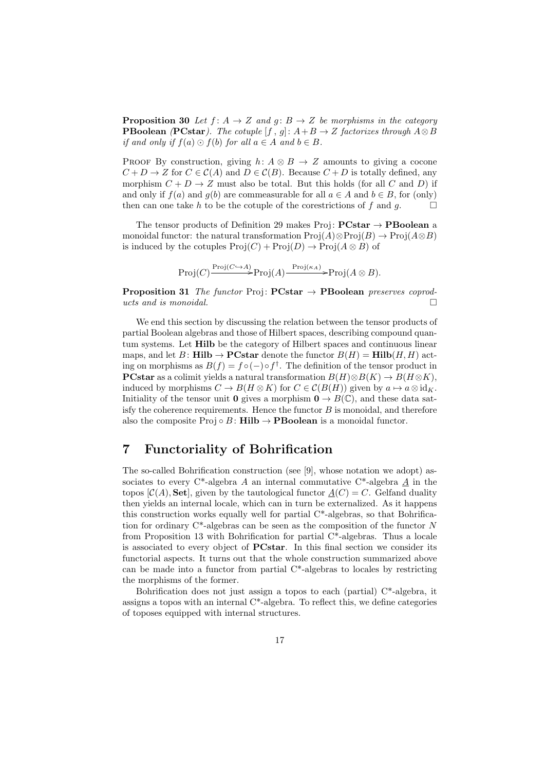**Proposition 30** *Let $f\colon A \to Z$ and $g\colon B \to Z$ be morphisms in the category* **PBoolean** *(***PCstar***). The cotuple $[f\,,\, g]\colon A+B \to Z$ factorizes through $A \otimes B$ if and only if $f(a) \odot f(b)$ for all $a \in A$ and $b \in B$.*

Proof By construction, giving $h\colon A \otimes B \to Z$ amounts to giving a cocone $C + D \to Z$ for $C \in \mathcal{C}(A)$ and $D \in \mathcal{C}(B)$. Because $C + D$ is totally defined, any morphism $C + D \to Z$ must also be total. But this holds (for all $C$ and $D$) if and only if $f(a)$ and $g(b)$ are commeasurable for all $a \in A$ and $b \in B$, for (only) then can one take $h$ to be the cotuple of the corestrictions of $f$ and $g$. $\square$

The tensor products of Definition 29 makes $\mathrm{Proj}\colon \mathbf{PCstar} \to \mathbf{PBoolean}$ a monoidal functor: the natural transformation $\mathrm{Proj}(A) \otimes \mathrm{Proj}(B) \to \mathrm{Proj}(A \otimes B)$ is induced by the cotuples $\mathrm{Proj}(C) + \mathrm{Proj}(D) \to \mathrm{Proj}(A \otimes B)$ of

$$\mathrm{Proj}(C) \xrightarrow{\mathrm{Proj}(C \hookrightarrow A)} \mathrm{Proj}(A) \xrightarrow{\mathrm{Proj}(\kappa_A)} \mathrm{Proj}(A \otimes B).$$

**Proposition 31** *The functor* $\mathrm{Proj}\colon \mathbf{PCstar} \to \mathbf{PBoolean}$ *preserves coproducts and is monoidal.* $\square$

We end this section by discussing the relation between the tensor products of partial Boolean algebras and those of Hilbert spaces, describing compound quantum systems. Let **Hilb** be the category of Hilbert spaces and continuous linear maps, and let $B\colon \mathbf{Hilb} \to \mathbf{PCstar}$ denote the functor $B(H) = \mathbf{Hilb}(H, H)$ acting on morphisms as $B(f) = f \circ (-) \circ f^\dagger$. The definition of the tensor product in **PCstar** as a colimit yields a natural transformation $B(H) \otimes B(K) \to B(H \otimes K)$, induced by morphisms $C \to B(H \otimes K)$ for $C \in \mathcal{C}(B(H))$ given by $a \mapsto a \otimes \mathrm{id}_K$. Initiality of the tensor unit $\mathbf{0}$ gives a morphism $\mathbf{0} \to B(\mathbb{C})$, and these data satisfy the coherence requirements. Hence the functor $B$ is monoidal, and therefore also the composite $\mathrm{Proj} \circ B\colon \mathbf{Hilb} \to \mathbf{PBoolean}$ is a monoidal functor.

## 7 Functoriality of Bohrification

The so-called Bohrification construction (see [9], whose notation we adopt) associates to every C*-algebra $A$ an internal commutative C*-algebra $\underline{A}$ in the topos $[\mathcal{C}(A), \mathbf{Set}]$, given by the tautological functor $\underline{A}(C) = C$. Gelfand duality then yields an internal locale, which can in turn be externalized. As it happens this construction works equally well for partial C*-algebras, so that Bohrification for ordinary C*-algebras can be seen as the composition of the functor $N$ from Proposition 13 with Bohrification for partial C*-algebras. Thus a locale is associated to every object of **PCstar**. In this final section we consider its functorial aspects. It turns out that the whole construction summarized above can be made into a functor from partial C*-algebras to locales by restricting the morphisms of the former.

Bohrification does not just assign a topos to each (partial) C*-algebra, it assigns a topos with an internal C*-algebra. To reflect this, we define categories of toposes equipped with internal structures.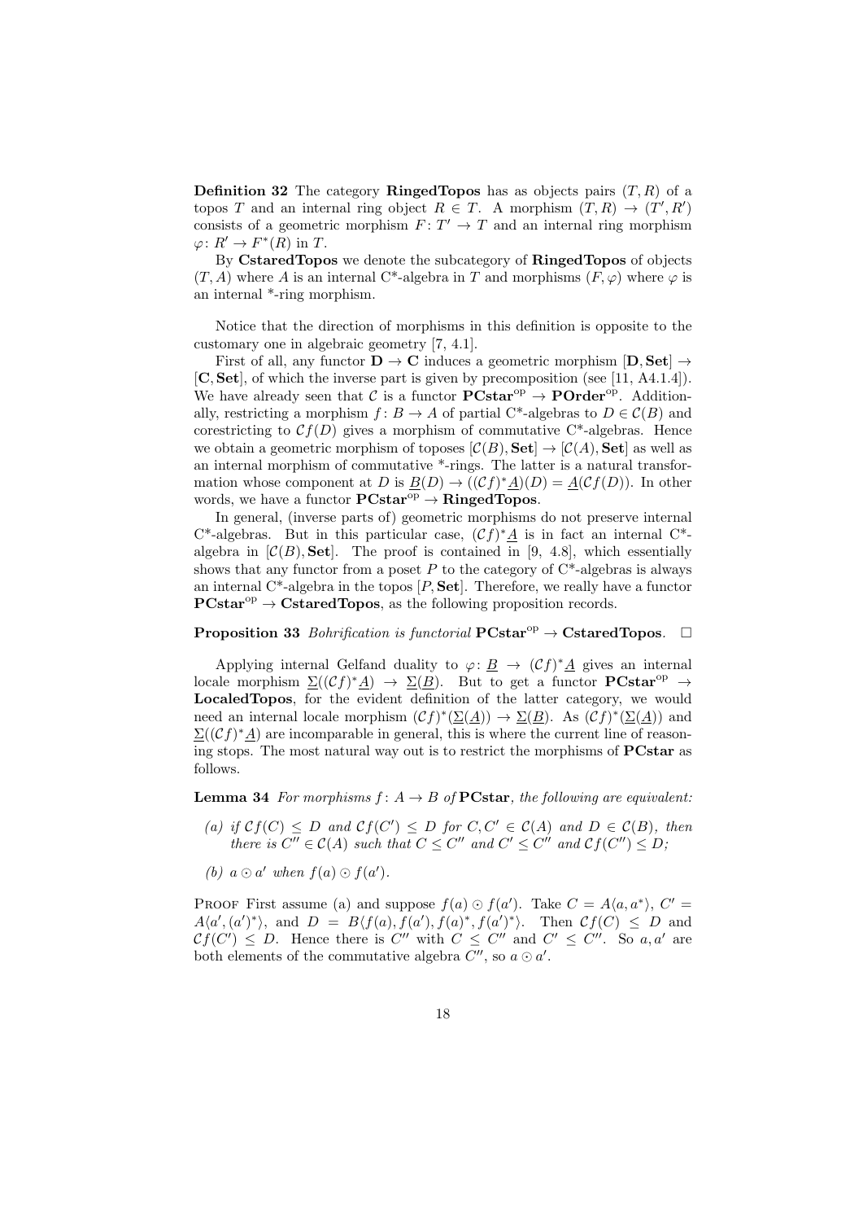**Definition 32** The category **RingedTopos** has as objects pairs $(T, R)$ of a topos $T$ and an internal ring object $R \in T$. A morphism $(T, R) \to (T', R')$ consists of a geometric morphism $F\colon T' \to T$ and an internal ring morphism $\varphi\colon R' \to F^*(R)$ in $T$.

By **CstaredTopos** we denote the subcategory of **RingedTopos** of objects $(T, A)$ where $A$ is an internal C*-algebra in $T$ and morphisms $(F, \varphi)$ where $\varphi$ is an internal *-ring morphism.

Notice that the direction of morphisms in this definition is opposite to the customary one in algebraic geometry [7, 4.1].

First of all, any functor $\mathbf{D} \to \mathbf{C}$ induces a geometric morphism $[\mathbf{D}, \mathbf{Set}] \to [\mathbf{C}, \mathbf{Set}]$, of which the inverse part is given by precomposition (see [11, A4.1.4]). We have already seen that $\mathcal{C}$ is a functor $\mathbf{PCstar}^{\mathrm{op}} \to \mathbf{POrder}^{\mathrm{op}}$. Additionally, restricting a morphism $f\colon B \to A$ of partial C*-algebras to $D \in \mathcal{C}(B)$ and corestricting to $\mathcal{C}f(D)$ gives a morphism of commutative C*-algebras. Hence we obtain a geometric morphism of toposes $[\mathcal{C}(B), \mathbf{Set}] \to [\mathcal{C}(A), \mathbf{Set}]$ as well as an internal morphism of commutative *-rings. The latter is a natural transformation whose component at $D$ is $\underline{B}(D) \to ((\mathcal{C}f)^*\underline{A})(D) = \underline{A}(\mathcal{C}f(D))$. In other words, we have a functor $\mathbf{PCstar}^{\mathrm{op}} \to \mathbf{RingedTopos}$.

In general, (inverse parts of) geometric morphisms do not preserve internal C*-algebras. But in this particular case, $(\mathcal{C}f)^*\underline{A}$ is in fact an internal C*-algebra in $[\mathcal{C}(B), \mathbf{Set}]$. The proof is contained in [9, 4.8], which essentially shows that any functor from a poset $P$ to the category of C*-algebras is always an internal C*-algebra in the topos $[P, \mathbf{Set}]$. Therefore, we really have a functor $\mathbf{PCstar}^{\mathrm{op}} \to \mathbf{CstaredTopos}$, as the following proposition records.

**Proposition 33** *Bohrification is functorial* $\mathbf{PCstar}^{\mathrm{op}} \to \mathbf{CstaredTopos}$. $\square$

Applying internal Gelfand duality to $\varphi\colon \underline{B} \to (\mathcal{C}f)^*\underline{A}$ gives an internal locale morphism $\underline{\Sigma}((\mathcal{C}f)^*\underline{A}) \to \underline{\Sigma}(\underline{B})$. But to get a functor $\mathbf{PCstar}^{\mathrm{op}} \to \mathbf{LocaledTopos}$, for the evident definition of the latter category, we would need an internal locale morphism $(\mathcal{C}f)^*(\underline{\Sigma}(\underline{A})) \to \underline{\Sigma}(\underline{B})$. As $(\mathcal{C}f)^*(\underline{\Sigma}(\underline{A}))$ and $\underline{\Sigma}((\mathcal{C}f)^*\underline{A})$ are incomparable in general, this is where the current line of reasoning stops. The most natural way out is to restrict the morphisms of **PCstar** as follows.

**Lemma 34** *For morphisms $f\colon A \to B$ of* **PCstar**, *the following are equivalent:*

*(a) if $\mathcal{C}f(C) \leq D$ and $\mathcal{C}f(C') \leq D$ for $C, C' \in \mathcal{C}(A)$ and $D \in \mathcal{C}(B)$, then there is $C'' \in \mathcal{C}(A)$ such that $C \leq C''$ and $C' \leq C''$ and $\mathcal{C}f(C'') \leq D$;*

*(b) $a \odot a'$ when $f(a) \odot f(a')$.*

Proof First assume (a) and suppose $f(a) \odot f(a')$. Take $C = A\langle a, a^* \rangle$, $C' = A\langle a', (a')^* \rangle$, and $D = B\langle f(a), f(a'), f(a)^*, f(a')^* \rangle$. Then $\mathcal{C}f(C) \leq D$ and $\mathcal{C}f(C') \leq D$. Hence there is $C''$ with $C \leq C''$ and $C' \leq C''$. So $a, a'$ are both elements of the commutative algebra $C''$, so $a \odot a'$.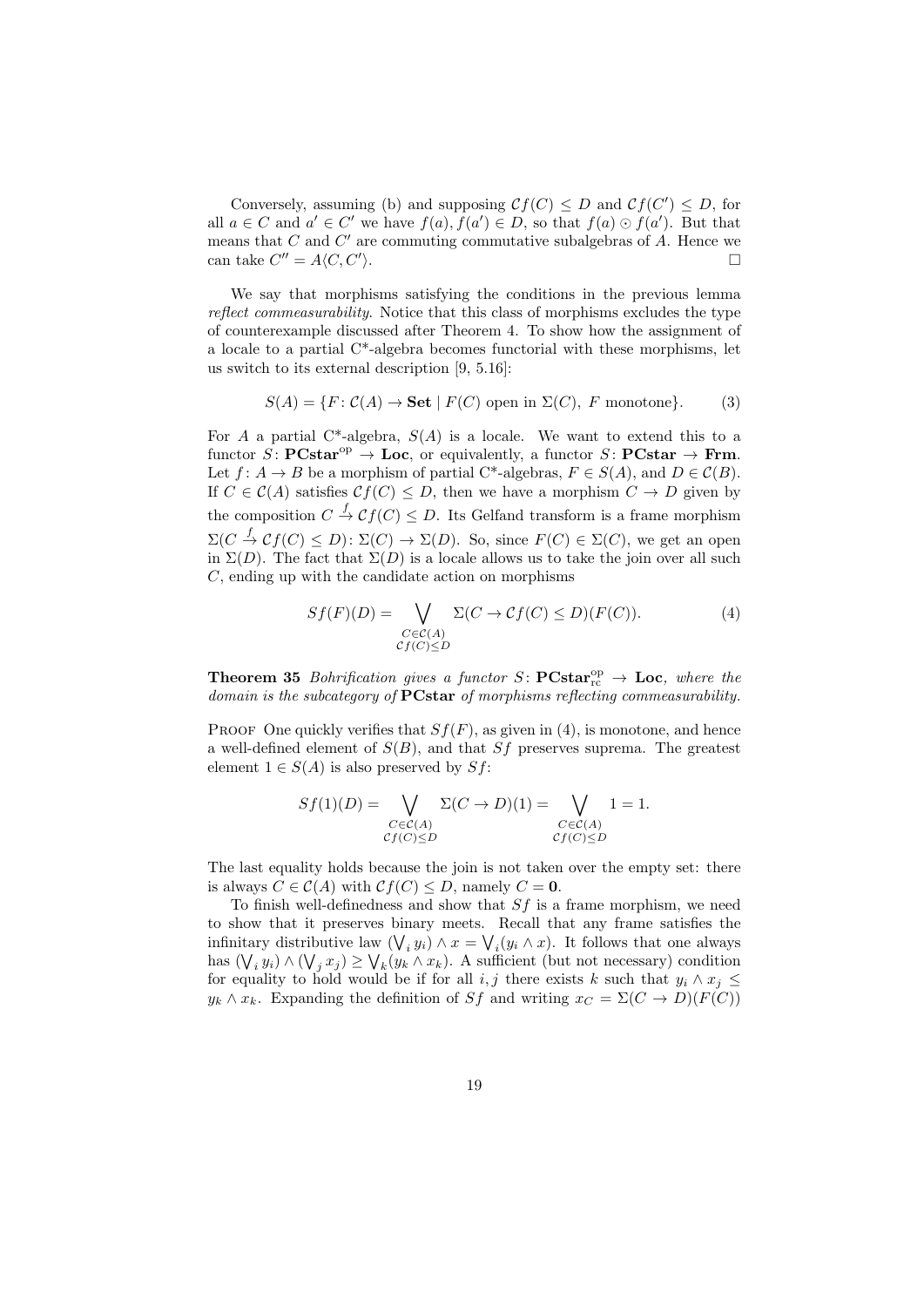Conversely, assuming (b) and supposing $\mathcal{C}f(C) \leq D$ and $\mathcal{C}f(C') \leq D$, for all $a \in C$ and $a' \in C'$ we have $f(a), f(a') \in D$, so that $f(a) \odot f(a')$. But that means that $C$ and $C'$ are commuting commutative subalgebras of $A$. Hence we can take $C'' = A\langle C, C' \rangle$. $\square$

We say that morphisms satisfying the conditions in the previous lemma *reflect commeasurability*. Notice that this class of morphisms excludes the type of counterexample discussed after Theorem 4. To show how the assignment of a locale to a partial C*-algebra becomes functorial with these morphisms, let us switch to its external description [9, 5.16]:

$$S(A) = \{F \colon \mathcal{C}(A) \to \mathbf{Set} \mid F(C) \text{ open in } \Sigma(C),\ F \text{ monotone}\}. \tag{3}$$

For $A$ a partial C*-algebra, $S(A)$ is a locale. We want to extend this to a functor $S \colon \mathbf{PCstar}^{\mathrm{op}} \to \mathbf{Loc}$, or equivalently, a functor $S \colon \mathbf{PCstar} \to \mathbf{Frm}$. Let $f \colon A \to B$ be a morphism of partial C*-algebras, $F \in S(A)$, and $D \in \mathcal{C}(B)$. If $C \in \mathcal{C}(A)$ satisfies $\mathcal{C}f(C) \leq D$, then we have a morphism $C \to D$ given by the composition $C \stackrel{f}{\to} \mathcal{C}f(C) \leq D$. Its Gelfand transform is a frame morphism $\Sigma(C \stackrel{f}{\to} \mathcal{C}f(C) \leq D) \colon \Sigma(C) \to \Sigma(D)$. So, since $F(C) \in \Sigma(C)$, we get an open in $\Sigma(D)$. The fact that $\Sigma(D)$ is a locale allows us to take the join over all such $C$, ending up with the candidate action on morphisms

$$Sf(F)(D) = \bigvee_{\substack{C \in \mathcal{C}(A) \\ \mathcal{C}f(C) \leq D}} \Sigma(C \to \mathcal{C}f(C) \leq D)(F(C)). \tag{4}$$

**Theorem 35** *Bohrification gives a functor $S \colon \mathbf{PCstar}_{\mathrm{rc}}^{\mathrm{op}} \to \mathbf{Loc}$, where the domain is the subcategory of $\mathbf{PCstar}$ of morphisms reflecting commeasurability.*

Proof One quickly verifies that $Sf(F)$, as given in (4), is monotone, and hence a well-defined element of $S(B)$, and that $Sf$ preserves suprema. The greatest element $1 \in S(A)$ is also preserved by $Sf$:

$$Sf(1)(D) = \bigvee_{\substack{C \in \mathcal{C}(A) \\ \mathcal{C}f(C) \leq D}} \Sigma(C \to D)(1) = \bigvee_{\substack{C \in \mathcal{C}(A) \\ \mathcal{C}f(C) \leq D}} 1 = 1.$$

The last equality holds because the join is not taken over the empty set: there is always $C \in \mathcal{C}(A)$ with $\mathcal{C}f(C) \leq D$, namely $C = \mathbf{0}$.

To finish well-definedness and show that $Sf$ is a frame morphism, we need to show that it preserves binary meets. Recall that any frame satisfies the infinitary distributive law $(\bigvee_i y_i) \wedge x = \bigvee_i (y_i \wedge x)$. It follows that one always has $(\bigvee_i y_i) \wedge (\bigvee_j x_j) \geq \bigvee_k (y_k \wedge x_k)$. A sufficient (but not necessary) condition for equality to hold would be if for all $i, j$ there exists $k$ such that $y_i \wedge x_j \leq y_k \wedge x_k$. Expanding the definition of $Sf$ and writing $x_C = \Sigma(C \to D)(F(C))$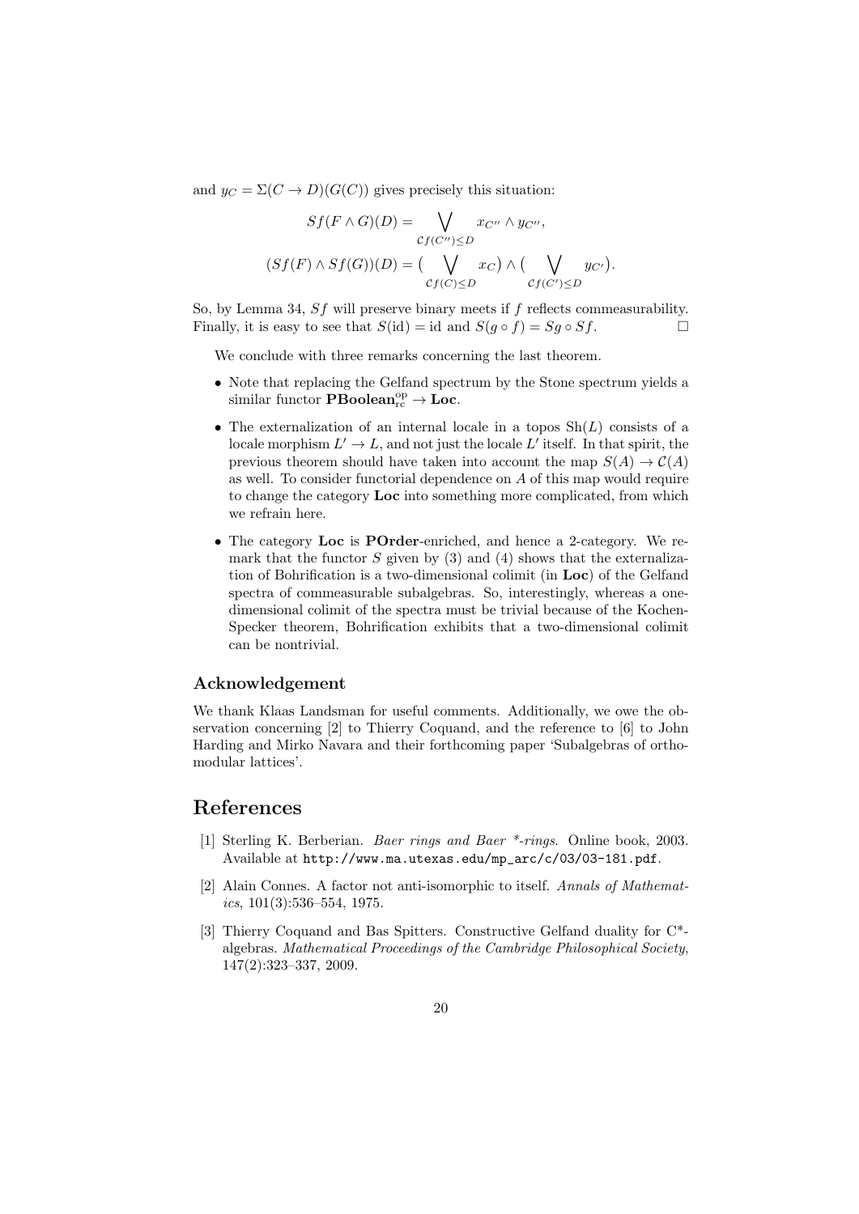and $y_C = \Sigma(C \to D)(G(C))$ gives precisely this situation:

$$Sf(F \wedge G)(D) = \bigvee_{\mathcal{C}f(C'') \leq D} x_{C''} \wedge y_{C''},$$

$$(Sf(F) \wedge Sf(G))(D) = \big( \bigvee_{\mathcal{C}f(C) \leq D} x_C \big) \wedge \big( \bigvee_{\mathcal{C}f(C') \leq D} y_{C'} \big).$$

So, by Lemma 34, $Sf$ will preserve binary meets if $f$ reflects commeasurability. Finally, it is easy to see that $S(\mathrm{id}) = \mathrm{id}$ and $S(g \circ f) = Sg \circ Sf$. □

We conclude with three remarks concerning the last theorem.

- Note that replacing the Gelfand spectrum by the Stone spectrum yields a similar functor $\mathbf{PBoolean}_{\mathrm{rc}}^{\mathrm{op}} \to \mathbf{Loc}$.
- The externalization of an internal locale in a topos $\mathrm{Sh}(L)$ consists of a locale morphism $L' \to L$, and not just the locale $L'$ itself. In that spirit, the previous theorem should have taken into account the map $S(A) \to \mathcal{C}(A)$ as well. To consider functorial dependence on $A$ of this map would require to change the category **Loc** into something more complicated, from which we refrain here.
- The category **Loc** is **POrder**-enriched, and hence a 2-category. We remark that the functor $S$ given by (3) and (4) shows that the externalization of Bohrification is a two-dimensional colimit (in **Loc**) of the Gelfand spectra of commeasurable subalgebras. So, interestingly, whereas a one-dimensional colimit of the spectra must be trivial because of the Kochen-Specker theorem, Bohrification exhibits that a two-dimensional colimit can be nontrivial.

### Acknowledgement

We thank Klaas Landsman for useful comments. Additionally, we owe the observation concerning [2] to Thierry Coquand, and the reference to [6] to John Harding and Mirko Navara and their forthcoming paper 'Subalgebras of orthomodular lattices'.

## References

[1] Sterling K. Berberian. *Baer rings and Baer \*-rings*. Online book, 2003. Available at `http://www.ma.utexas.edu/mp_arc/c/03/03-181.pdf`.

[2] Alain Connes. A factor not anti-isomorphic to itself. *Annals of Mathematics*, 101(3):536–554, 1975.

[3] Thierry Coquand and Bas Spitters. Constructive Gelfand duality for C*-algebras. *Mathematical Proceedings of the Cambridge Philosophical Society*, 147(2):323–337, 2009.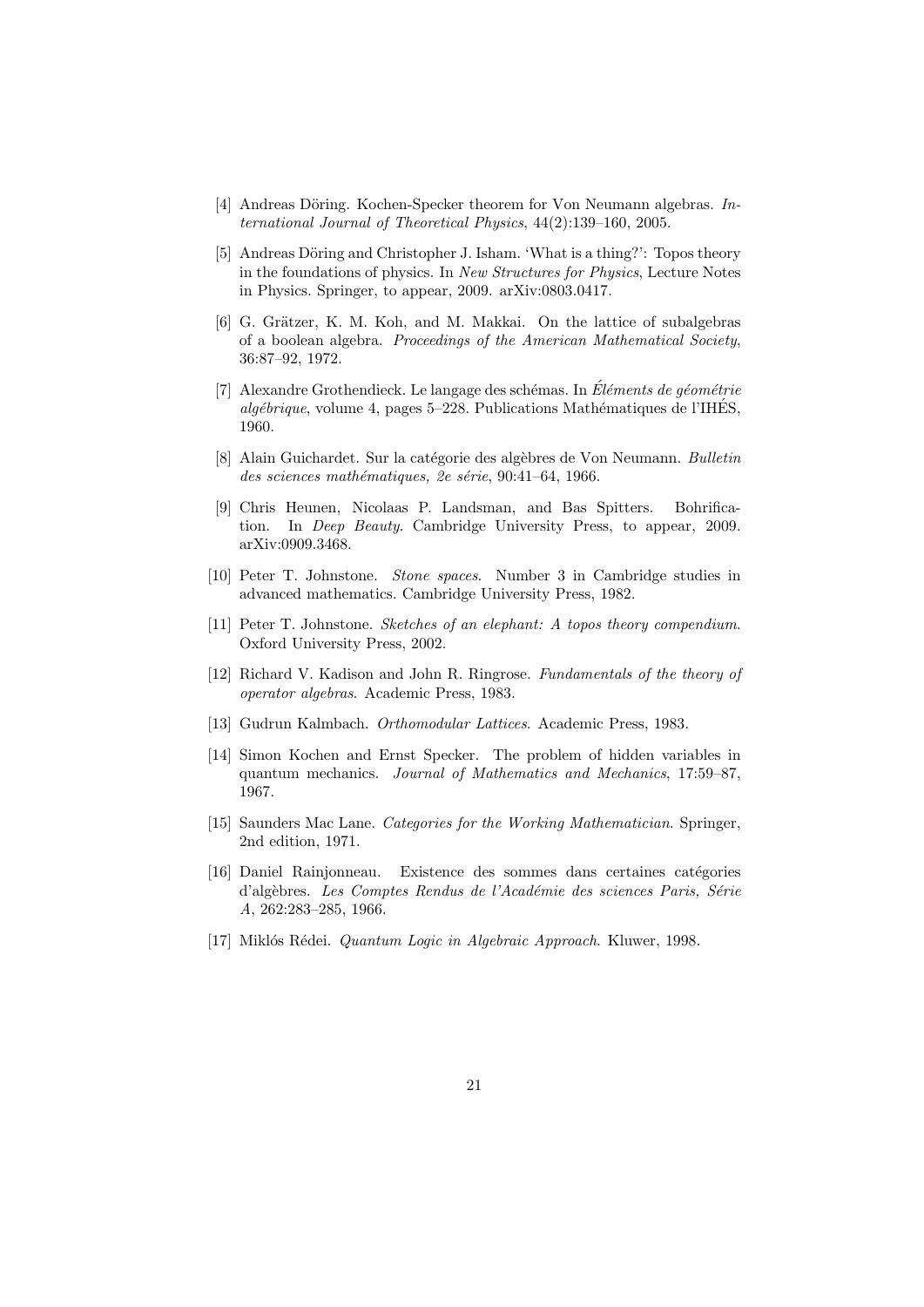[4] Andreas Döring. Kochen-Specker theorem for Von Neumann algebras. *International Journal of Theoretical Physics*, 44(2):139–160, 2005.

[5] Andreas Döring and Christopher J. Isham. 'What is a thing?': Topos theory in the foundations of physics. In *New Structures for Physics*, Lecture Notes in Physics. Springer, to appear, 2009. arXiv:0803.0417.

[6] G. Grätzer, K. M. Koh, and M. Makkai. On the lattice of subalgebras of a boolean algebra. *Proceedings of the American Mathematical Society*, 36:87–92, 1972.

[7] Alexandre Grothendieck. Le langage des schémas. In *Éléments de géométrie algébrique*, volume 4, pages 5–228. Publications Mathématiques de l'IHÉS, 1960.

[8] Alain Guichardet. Sur la catégorie des algèbres de Von Neumann. *Bulletin des sciences mathématiques, 2e série*, 90:41–64, 1966.

[9] Chris Heunen, Nicolaas P. Landsman, and Bas Spitters. Bohrification. In *Deep Beauty*. Cambridge University Press, to appear, 2009. arXiv:0909.3468.

[10] Peter T. Johnstone. *Stone spaces*. Number 3 in Cambridge studies in advanced mathematics. Cambridge University Press, 1982.

[11] Peter T. Johnstone. *Sketches of an elephant: A topos theory compendium*. Oxford University Press, 2002.

[12] Richard V. Kadison and John R. Ringrose. *Fundamentals of the theory of operator algebras*. Academic Press, 1983.

[13] Gudrun Kalmbach. *Orthomodular Lattices*. Academic Press, 1983.

[14] Simon Kochen and Ernst Specker. The problem of hidden variables in quantum mechanics. *Journal of Mathematics and Mechanics*, 17:59–87, 1967.

[15] Saunders Mac Lane. *Categories for the Working Mathematician*. Springer, 2nd edition, 1971.

[16] Daniel Rainjonneau. Existence des sommes dans certaines catégories d'algèbres. *Les Comptes Rendus de l'Académie des sciences Paris, Série A*, 262:283–285, 1966.

[17] Miklós Rédei. *Quantum Logic in Algebraic Approach*. Kluwer, 1998.